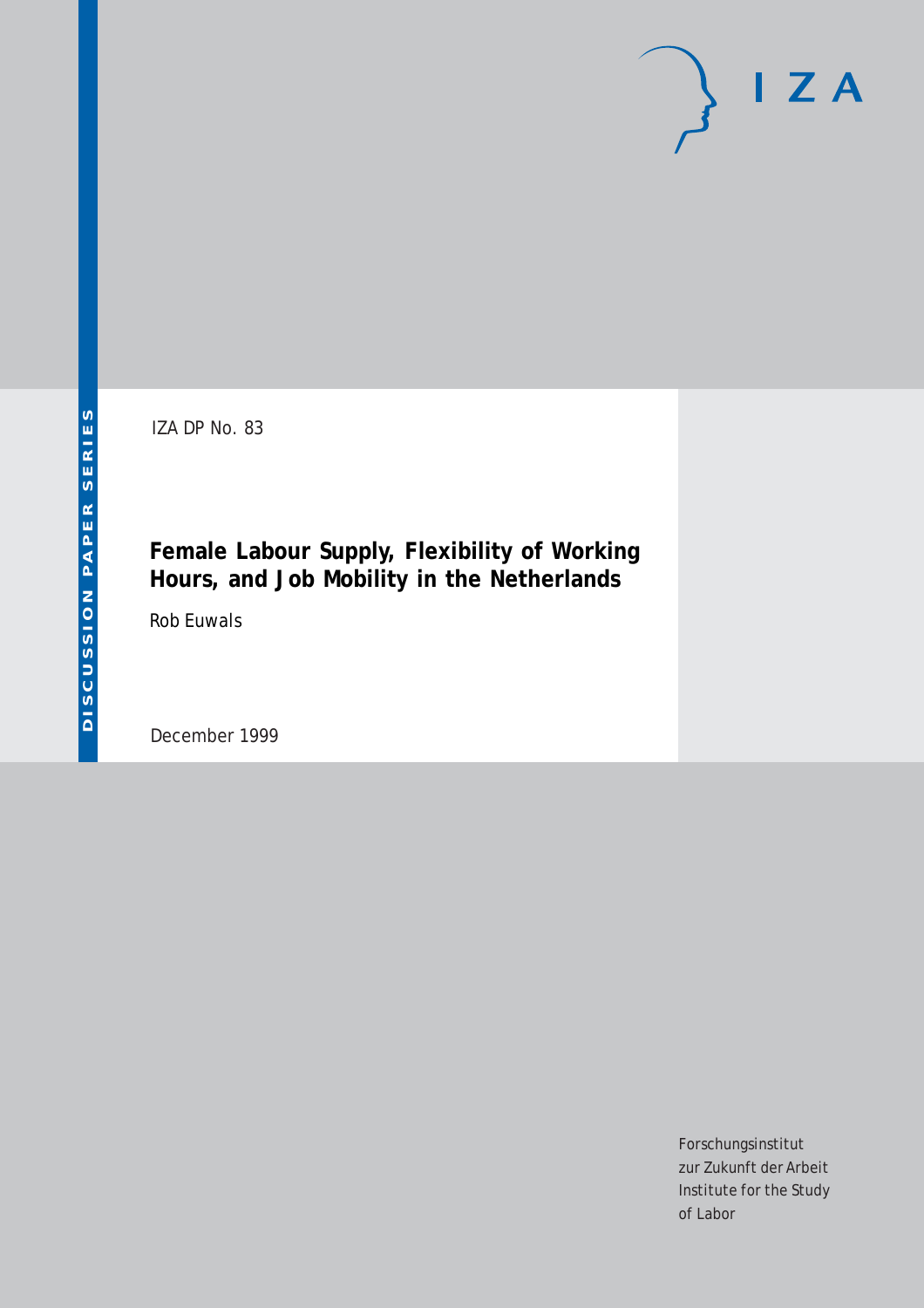IZA DP No. 83

# Female Labour Supply, Flexibility of Working Hours, and Job Mobility in the Netherlands

Rob Euwals

December 1999

Forschungsinstitut
zur Zukunft der Arbeit
Institute for the Study
of Labor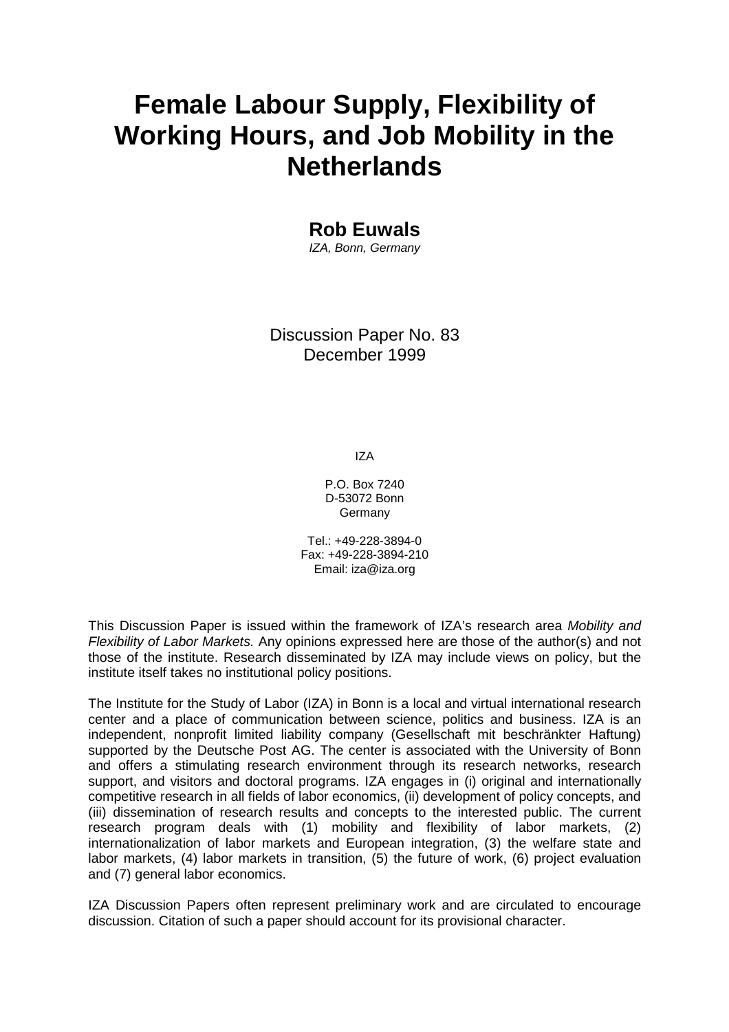# Female Labour Supply, Flexibility of Working Hours, and Job Mobility in the Netherlands

**Rob Euwals**

*IZA, Bonn, Germany*

Discussion Paper No. 83
December 1999

IZA

P.O. Box 7240
D-53072 Bonn
Germany

Tel.: +49-228-3894-0
Fax: +49-228-3894-210
Email: iza@iza.org

This Discussion Paper is issued within the framework of IZA's research area *Mobility and Flexibility of Labor Markets.* Any opinions expressed here are those of the author(s) and not those of the institute. Research disseminated by IZA may include views on policy, but the institute itself takes no institutional policy positions.

The Institute for the Study of Labor (IZA) in Bonn is a local and virtual international research center and a place of communication between science, politics and business. IZA is an independent, nonprofit limited liability company (Gesellschaft mit beschränkter Haftung) supported by the Deutsche Post AG. The center is associated with the University of Bonn and offers a stimulating research environment through its research networks, research support, and visitors and doctoral programs. IZA engages in (i) original and internationally competitive research in all fields of labor economics, (ii) development of policy concepts, and (iii) dissemination of research results and concepts to the interested public. The current research program deals with (1) mobility and flexibility of labor markets, (2) internationalization of labor markets and European integration, (3) the welfare state and labor markets, (4) labor markets in transition, (5) the future of work, (6) project evaluation and (7) general labor economics.

IZA Discussion Papers often represent preliminary work and are circulated to encourage discussion. Citation of such a paper should account for its provisional character.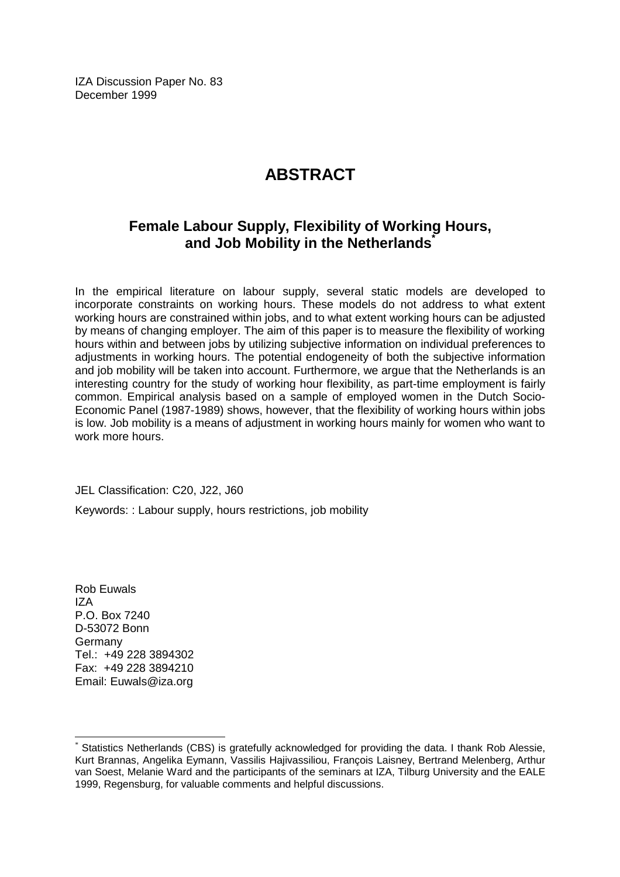IZA Discussion Paper No. 83
December 1999

# ABSTRACT

## Female Labour Supply, Flexibility of Working Hours, and Job Mobility in the Netherlands*

In the empirical literature on labour supply, several static models are developed to incorporate constraints on working hours. These models do not address to what extent working hours are constrained within jobs, and to what extent working hours can be adjusted by means of changing employer. The aim of this paper is to measure the flexibility of working hours within and between jobs by utilizing subjective information on individual preferences to adjustments in working hours. The potential endogeneity of both the subjective information and job mobility will be taken into account. Furthermore, we argue that the Netherlands is an interesting country for the study of working hour flexibility, as part-time employment is fairly common. Empirical analysis based on a sample of employed women in the Dutch Socio-Economic Panel (1987-1989) shows, however, that the flexibility of working hours within jobs is low. Job mobility is a means of adjustment in working hours mainly for women who want to work more hours.

JEL Classification: C20, J22, J60

Keywords: : Labour supply, hours restrictions, job mobility

Rob Euwals
IZA
P.O. Box 7240
D-53072 Bonn
Germany
Tel.: +49 228 3894302
Fax: +49 228 3894210
Email: Euwals@iza.org

---

* Statistics Netherlands (CBS) is gratefully acknowledged for providing the data. I thank Rob Alessie, Kurt Brannas, Angelika Eymann, Vassilis Hajivassiliou, François Laisney, Bertrand Melenberg, Arthur van Soest, Melanie Ward and the participants of the seminars at IZA, Tilburg University and the EALE 1999, Regensburg, for valuable comments and helpful discussions.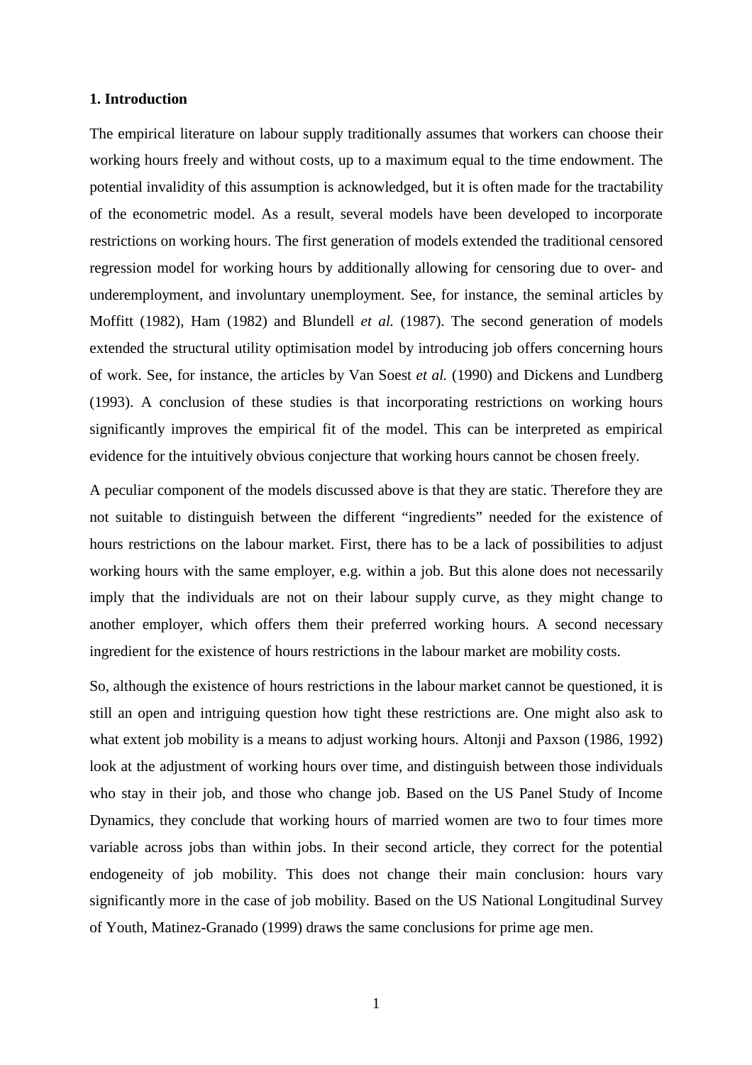## 1. Introduction

The empirical literature on labour supply traditionally assumes that workers can choose their working hours freely and without costs, up to a maximum equal to the time endowment. The potential invalidity of this assumption is acknowledged, but it is often made for the tractability of the econometric model. As a result, several models have been developed to incorporate restrictions on working hours. The first generation of models extended the traditional censored regression model for working hours by additionally allowing for censoring due to over- and underemployment, and involuntary unemployment. See, for instance, the seminal articles by Moffitt (1982), Ham (1982) and Blundell *et al.* (1987). The second generation of models extended the structural utility optimisation model by introducing job offers concerning hours of work. See, for instance, the articles by Van Soest *et al.* (1990) and Dickens and Lundberg (1993). A conclusion of these studies is that incorporating restrictions on working hours significantly improves the empirical fit of the model. This can be interpreted as empirical evidence for the intuitively obvious conjecture that working hours cannot be chosen freely.

A peculiar component of the models discussed above is that they are static. Therefore they are not suitable to distinguish between the different "ingredients" needed for the existence of hours restrictions on the labour market. First, there has to be a lack of possibilities to adjust working hours with the same employer, e.g. within a job. But this alone does not necessarily imply that the individuals are not on their labour supply curve, as they might change to another employer, which offers them their preferred working hours. A second necessary ingredient for the existence of hours restrictions in the labour market are mobility costs.

So, although the existence of hours restrictions in the labour market cannot be questioned, it is still an open and intriguing question how tight these restrictions are. One might also ask to what extent job mobility is a means to adjust working hours. Altonji and Paxson (1986, 1992) look at the adjustment of working hours over time, and distinguish between those individuals who stay in their job, and those who change job. Based on the US Panel Study of Income Dynamics, they conclude that working hours of married women are two to four times more variable across jobs than within jobs. In their second article, they correct for the potential endogeneity of job mobility. This does not change their main conclusion: hours vary significantly more in the case of job mobility. Based on the US National Longitudinal Survey of Youth, Matinez-Granado (1999) draws the same conclusions for prime age men.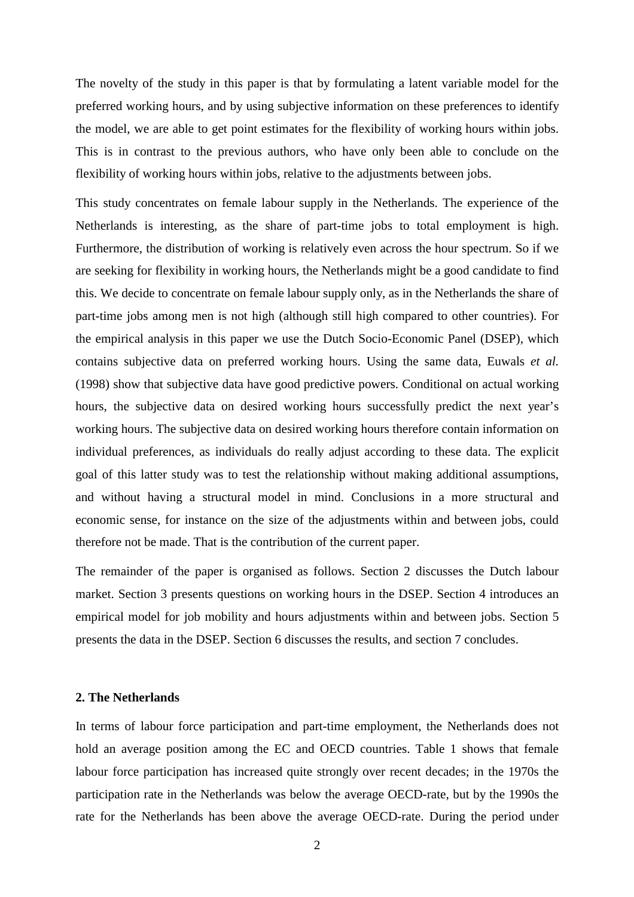The novelty of the study in this paper is that by formulating a latent variable model for the preferred working hours, and by using subjective information on these preferences to identify the model, we are able to get point estimates for the flexibility of working hours within jobs. This is in contrast to the previous authors, who have only been able to conclude on the flexibility of working hours within jobs, relative to the adjustments between jobs.

This study concentrates on female labour supply in the Netherlands. The experience of the Netherlands is interesting, as the share of part-time jobs to total employment is high. Furthermore, the distribution of working is relatively even across the hour spectrum. So if we are seeking for flexibility in working hours, the Netherlands might be a good candidate to find this. We decide to concentrate on female labour supply only, as in the Netherlands the share of part-time jobs among men is not high (although still high compared to other countries). For the empirical analysis in this paper we use the Dutch Socio-Economic Panel (DSEP), which contains subjective data on preferred working hours. Using the same data, Euwals *et al.* (1998) show that subjective data have good predictive powers. Conditional on actual working hours, the subjective data on desired working hours successfully predict the next year's working hours. The subjective data on desired working hours therefore contain information on individual preferences, as individuals do really adjust according to these data. The explicit goal of this latter study was to test the relationship without making additional assumptions, and without having a structural model in mind. Conclusions in a more structural and economic sense, for instance on the size of the adjustments within and between jobs, could therefore not be made. That is the contribution of the current paper.

The remainder of the paper is organised as follows. Section 2 discusses the Dutch labour market. Section 3 presents questions on working hours in the DSEP. Section 4 introduces an empirical model for job mobility and hours adjustments within and between jobs. Section 5 presents the data in the DSEP. Section 6 discusses the results, and section 7 concludes.

## 2. The Netherlands

In terms of labour force participation and part-time employment, the Netherlands does not hold an average position among the EC and OECD countries. Table 1 shows that female labour force participation has increased quite strongly over recent decades; in the 1970s the participation rate in the Netherlands was below the average OECD-rate, but by the 1990s the rate for the Netherlands has been above the average OECD-rate. During the period under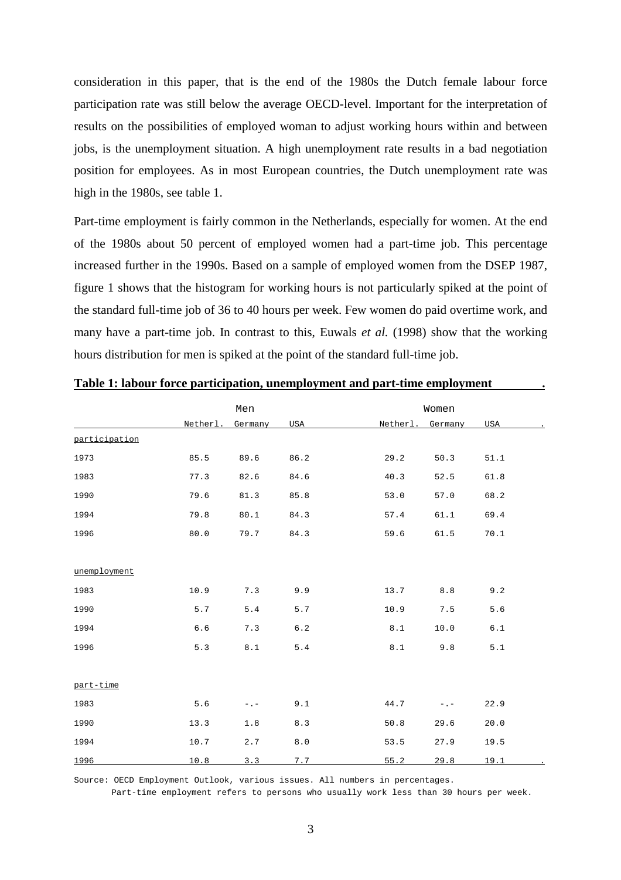consideration in this paper, that is the end of the 1980s the Dutch female labour force participation rate was still below the average OECD-level. Important for the interpretation of results on the possibilities of employed woman to adjust working hours within and between jobs, is the unemployment situation. A high unemployment rate results in a bad negotiation position for employees. As in most European countries, the Dutch unemployment rate was high in the 1980s, see table 1.

Part-time employment is fairly common in the Netherlands, especially for women. At the end of the 1980s about 50 percent of employed women had a part-time job. This percentage increased further in the 1990s. Based on a sample of employed women from the DSEP 1987, figure 1 shows that the histogram for working hours is not particularly spiked at the point of the standard full-time job of 36 to 40 hours per week. Few women do paid overtime work, and many have a part-time job. In contrast to this, Euwals *et al.* (1998) show that the working hours distribution for men is spiked at the point of the standard full-time job.

**Table 1: labour force participation, unemployment and part-time employment**

| | Men | | | Women | | |
|---|---|---|---|---|---|---|
| | Netherl. | Germany | USA | Netherl. | Germany | USA |
| participation | | | | | | |
| 1973 | 85.5 | 89.6 | 86.2 | 29.2 | 50.3 | 51.1 |
| 1983 | 77.3 | 82.6 | 84.6 | 40.3 | 52.5 | 61.8 |
| 1990 | 79.6 | 81.3 | 85.8 | 53.0 | 57.0 | 68.2 |
| 1994 | 79.8 | 80.1 | 84.3 | 57.4 | 61.1 | 69.4 |
| 1996 | 80.0 | 79.7 | 84.3 | 59.6 | 61.5 | 70.1 |
| unemployment | | | | | | |
| 1983 | 10.9 | 7.3 | 9.9 | 13.7 | 8.8 | 9.2 |
| 1990 | 5.7 | 5.4 | 5.7 | 10.9 | 7.5 | 5.6 |
| 1994 | 6.6 | 7.3 | 6.2 | 8.1 | 10.0 | 6.1 |
| 1996 | 5.3 | 8.1 | 5.4 | 8.1 | 9.8 | 5.1 |
| part-time | | | | | | |
| 1983 | 5.6 | -.- | 9.1 | 44.7 | -.- | 22.9 |
| 1990 | 13.3 | 1.8 | 8.3 | 50.8 | 29.6 | 20.0 |
| 1994 | 10.7 | 2.7 | 8.0 | 53.5 | 27.9 | 19.5 |
| 1996 | 10.8 | 3.3 | 7.7 | 55.2 | 29.8 | 19.1 |

Source: OECD Employment Outlook, various issues. All numbers in percentages.
Part-time employment refers to persons who usually work less than 30 hours per week.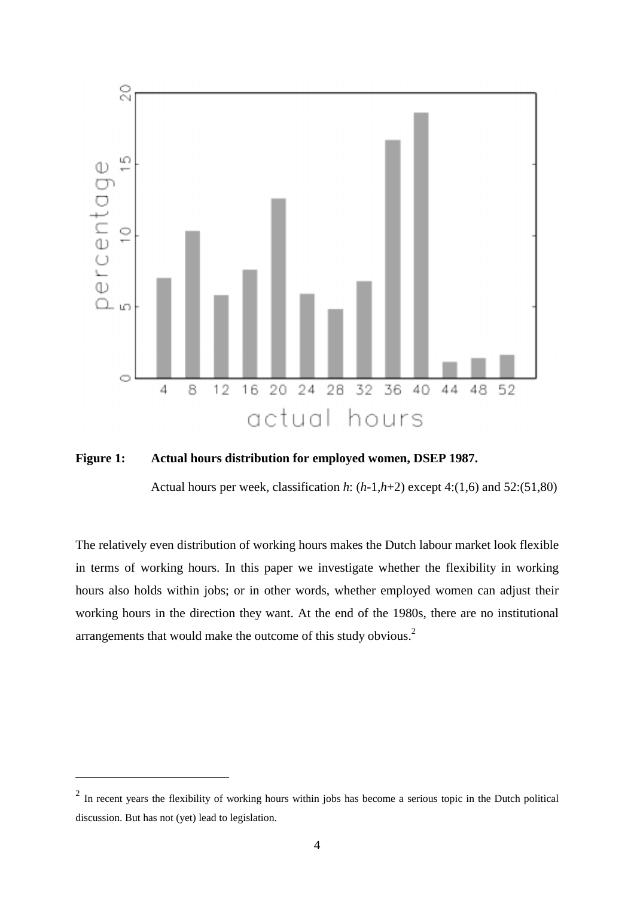**Figure 1: Actual hours distribution for employed women, DSEP 1987.**

Actual hours per week, classification *h*: (*h*-1,*h*+2) except 4:(1,6) and 52:(51,80)

The relatively even distribution of working hours makes the Dutch labour market look flexible in terms of working hours. In this paper we investigate whether the flexibility in working hours also holds within jobs; or in other words, whether employed women can adjust their working hours in the direction they want. At the end of the 1980s, there are no institutional arrangements that would make the outcome of this study obvious.[2]

[2] In recent years the flexibility of working hours within jobs has become a serious topic in the Dutch political discussion. But has not (yet) lead to legislation.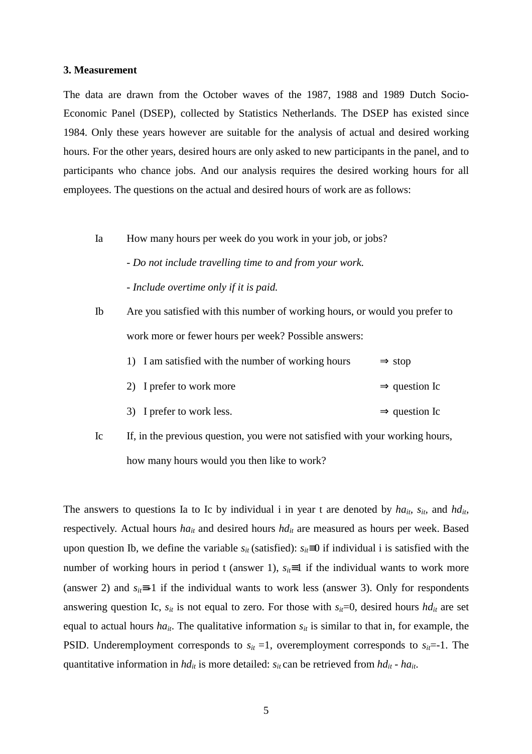### 3. Measurement

The data are drawn from the October waves of the 1987, 1988 and 1989 Dutch Socio-Economic Panel (DSEP), collected by Statistics Netherlands. The DSEP has existed since 1984. Only these years however are suitable for the analysis of actual and desired working hours. For the other years, desired hours are only asked to new participants in the panel, and to participants who chance jobs. And our analysis requires the desired working hours for all employees. The questions on the actual and desired hours of work are as follows:

Ia How many hours per week do you work in your job, or jobs?

- *Do not include travelling time to and from your work.*
- *Include overtime only if it is paid.*

Ib Are you satisfied with this number of working hours, or would you prefer to work more or fewer hours per week? Possible answers:

1) I am satisfied with the number of working hours ⇒ stop
2) I prefer to work more ⇒ question Ic
3) I prefer to work less. ⇒ question Ic

Ic If, in the previous question, you were not satisfied with your working hours, how many hours would you then like to work?

The answers to questions Ia to Ic by individual i in year t are denoted by $ha_{it}$, $s_{it}$, and $hd_{it}$, respectively. Actual hours $ha_{it}$ and desired hours $hd_{it}$ are measured as hours per week. Based upon question Ib, we define the variable $s_{it}$ (satisfied): $s_{it}{\equiv}0$ if individual i is satisfied with the number of working hours in period t (answer 1), $s_{it}{\equiv}1$ if the individual wants to work more (answer 2) and $s_{it}{\equiv}{-1}$ if the individual wants to work less (answer 3). Only for respondents answering question Ic, $s_{it}$ is not equal to zero. For those with $s_{it}$=0, desired hours $hd_{it}$ are set equal to actual hours $ha_{it}$. The qualitative information $s_{it}$ is similar to that in, for example, the PSID. Underemployment corresponds to $s_{it}$ =1, overemployment corresponds to $s_{it}$=-1. The quantitative information in $hd_{it}$ is more detailed: $s_{it}$ can be retrieved from $hd_{it}$ - $ha_{it}$.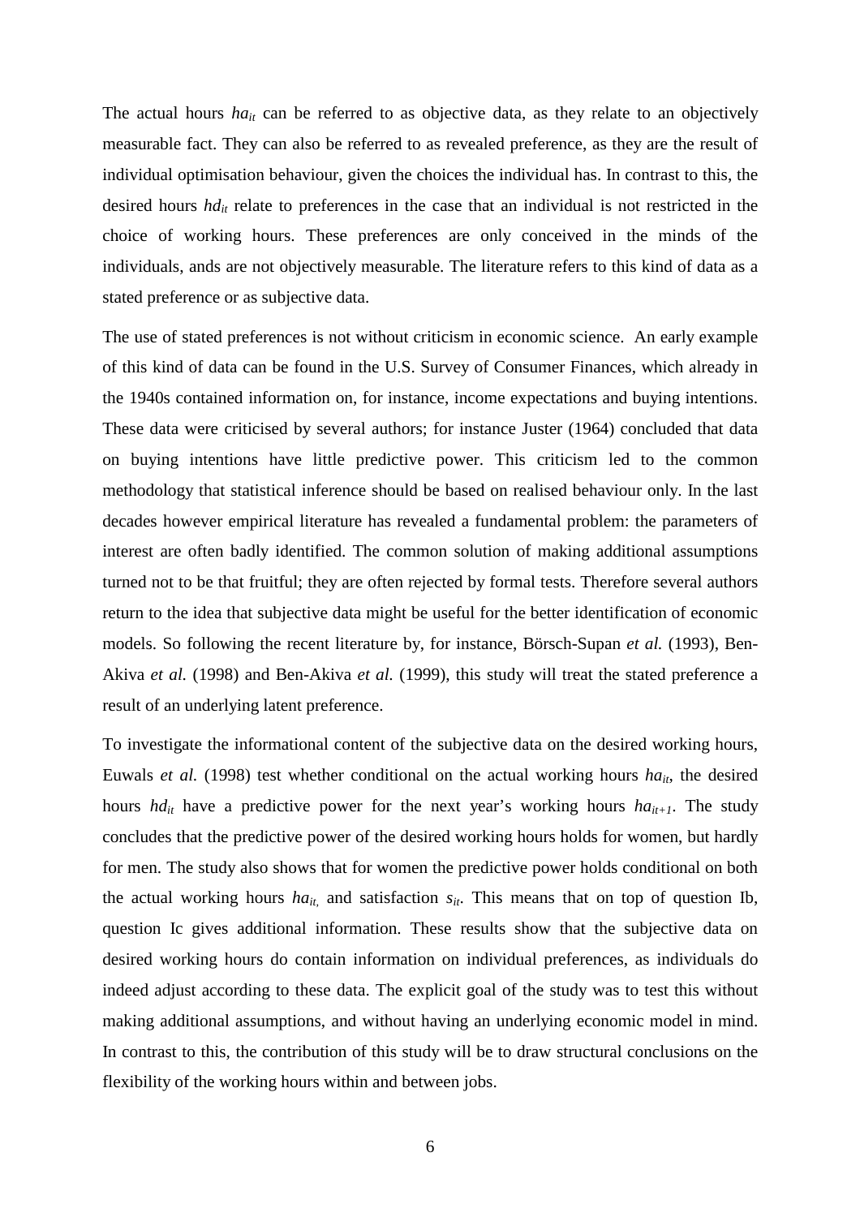The actual hours $ha_{it}$ can be referred to as objective data, as they relate to an objectively measurable fact. They can also be referred to as revealed preference, as they are the result of individual optimisation behaviour, given the choices the individual has. In contrast to this, the desired hours $hd_{it}$ relate to preferences in the case that an individual is not restricted in the choice of working hours. These preferences are only conceived in the minds of the individuals, ands are not objectively measurable. The literature refers to this kind of data as a stated preference or as subjective data.

The use of stated preferences is not without criticism in economic science. An early example of this kind of data can be found in the U.S. Survey of Consumer Finances, which already in the 1940s contained information on, for instance, income expectations and buying intentions. These data were criticised by several authors; for instance Juster (1964) concluded that data on buying intentions have little predictive power. This criticism led to the common methodology that statistical inference should be based on realised behaviour only. In the last decades however empirical literature has revealed a fundamental problem: the parameters of interest are often badly identified. The common solution of making additional assumptions turned not to be that fruitful; they are often rejected by formal tests. Therefore several authors return to the idea that subjective data might be useful for the better identification of economic models. So following the recent literature by, for instance, Börsch-Supan *et al.* (1993), Ben-Akiva *et al.* (1998) and Ben-Akiva *et al.* (1999), this study will treat the stated preference a result of an underlying latent preference.

To investigate the informational content of the subjective data on the desired working hours, Euwals *et al.* (1998) test whether conditional on the actual working hours $ha_{it}$, the desired hours $hd_{it}$ have a predictive power for the next year's working hours $ha_{it+1}$. The study concludes that the predictive power of the desired working hours holds for women, but hardly for men. The study also shows that for women the predictive power holds conditional on both the actual working hours $ha_{it,}$ and satisfaction $s_{it}$. This means that on top of question Ib, question Ic gives additional information. These results show that the subjective data on desired working hours do contain information on individual preferences, as individuals do indeed adjust according to these data. The explicit goal of the study was to test this without making additional assumptions, and without having an underlying economic model in mind. In contrast to this, the contribution of this study will be to draw structural conclusions on the flexibility of the working hours within and between jobs.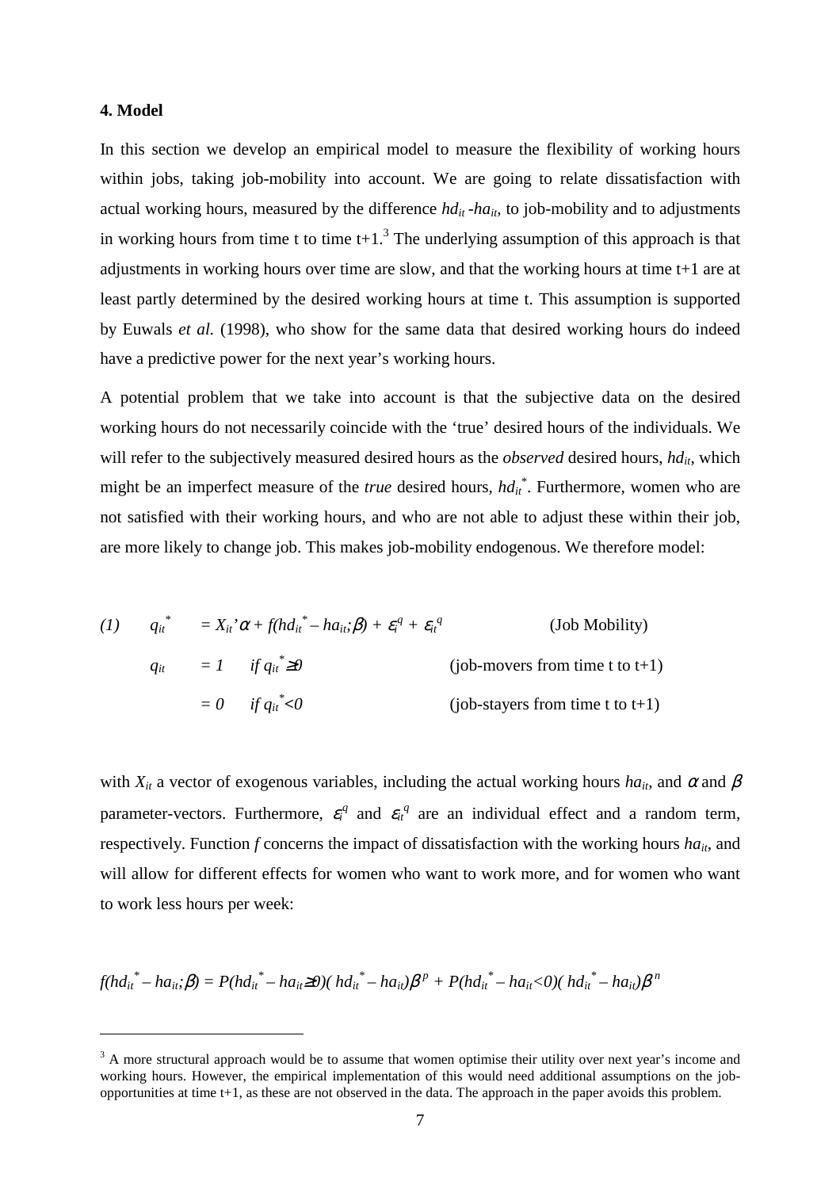### 4. Model

In this section we develop an empirical model to measure the flexibility of working hours within jobs, taking job-mobility into account. We are going to relate dissatisfaction with actual working hours, measured by the difference $hd_{it}$ -$ha_{it}$, to job-mobility and to adjustments in working hours from time t to time t+1.[3] The underlying assumption of this approach is that adjustments in working hours over time are slow, and that the working hours at time t+1 are at least partly determined by the desired working hours at time t. This assumption is supported by Euwals *et al.* (1998), who show for the same data that desired working hours do indeed have a predictive power for the next year's working hours.

A potential problem that we take into account is that the subjective data on the desired working hours do not necessarily coincide with the 'true' desired hours of the individuals. We will refer to the subjectively measured desired hours as the *observed* desired hours, $hd_{it}$, which might be an imperfect measure of the *true* desired hours, $hd_{it}^*$. Furthermore, women who are not satisfied with their working hours, and who are not able to adjust these within their job, are more likely to change job. This makes job-mobility endogenous. We therefore model:

$$
\begin{array}{llll}
(1) & q_{it}^* & = X_{it}'\alpha + f(hd_{it}^* - ha_{it};\beta) + \varepsilon_i^q + \varepsilon_{it}^q & \text{(Job Mobility)} \\
& q_{it} & = 1 \quad \text{if } q_{it}^* \geq 0 & \text{(job-movers from time t to t+1)} \\
& & = 0 \quad \text{if } q_{it}^* < 0 & \text{(job-stayers from time t to t+1)}
\end{array}
$$

with $X_{it}$ a vector of exogenous variables, including the actual working hours $ha_{it}$, and $\alpha$ and $\beta$ parameter-vectors. Furthermore, $\varepsilon_i^q$ and $\varepsilon_{it}^q$ are an individual effect and a random term, respectively. Function $f$ concerns the impact of dissatisfaction with the working hours $ha_{it}$, and will allow for different effects for women who want to work more, and for women who want to work less hours per week:

$$
f(hd_{it}^* - ha_{it};\beta) = P(hd_{it}^* - ha_{it} \geq 0)(hd_{it}^* - ha_{it})\beta^p + P(hd_{it}^* - ha_{it} < 0)(hd_{it}^* - ha_{it})\beta^n
$$

---

[3] A more structural approach would be to assume that women optimise their utility over next year's income and working hours. However, the empirical implementation of this would need additional assumptions on the job-opportunities at time t+1, as these are not observed in the data. The approach in the paper avoids this problem.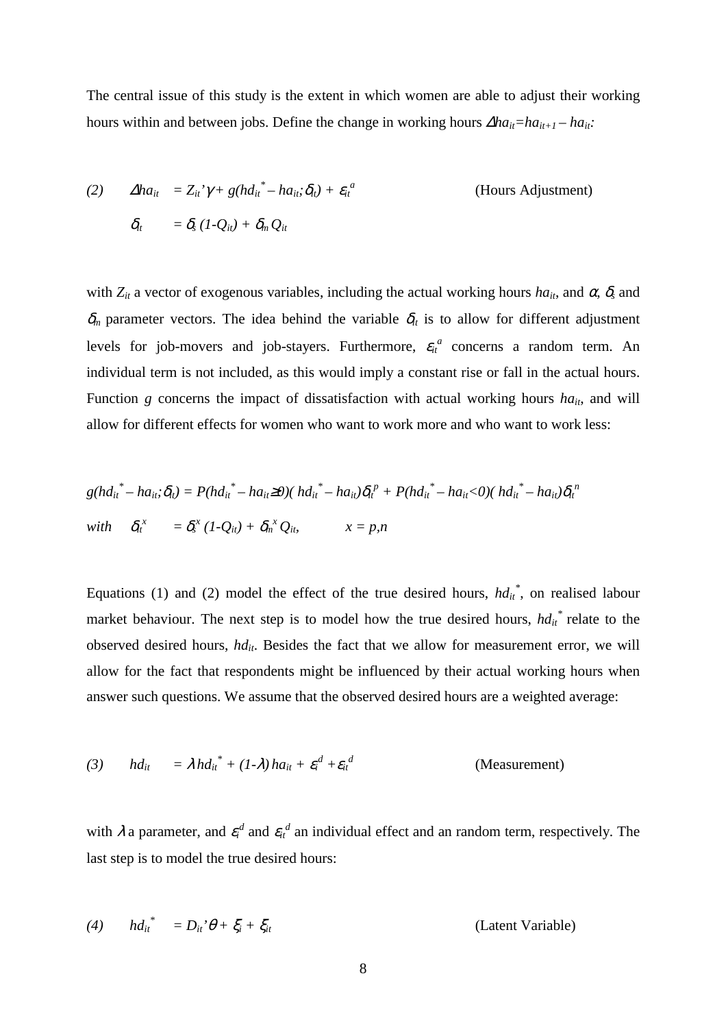The central issue of this study is the extent in which women are able to adjust their working hours within and between jobs. Define the change in working hours $\Delta ha_{it} = ha_{it+1} - ha_{it}$:

$$
\begin{aligned}
(2) \qquad \Delta ha_{it} &= Z_{it}'\gamma + g(hd_{it}^* - ha_{it}; \delta_{it}) + \varepsilon_{it}^a \qquad\qquad \text{(Hours Adjustment)} \\
\delta_{it} &= \delta_s (1-Q_{it}) + \delta_m Q_{it}
\end{aligned}
$$

with $Z_{it}$ a vector of exogenous variables, including the actual working hours $ha_{it}$, and $\alpha$, $\delta_s$ and $\delta_m$ parameter vectors. The idea behind the variable $\delta_{it}$ is to allow for different adjustment levels for job-movers and job-stayers. Furthermore, $\varepsilon_{it}^a$ concerns a random term. An individual term is not included, as this would imply a constant rise or fall in the actual hours. Function $g$ concerns the impact of dissatisfaction with actual working hours $ha_{it}$, and will allow for different effects for women who want to work more and who want to work less:

$$
g(hd_{it}^* - ha_{it}; \delta_{it}) = P(hd_{it}^* - ha_{it} \geq 0)(hd_{it}^* - ha_{it})\delta_{it}^p + P(hd_{it}^* - ha_{it} < 0)(hd_{it}^* - ha_{it})\delta_{it}^n
$$

$$
\text{with} \quad \delta_{it}^x = \delta_s^x (1-Q_{it}) + \delta_m^x Q_{it}, \qquad x = p,n
$$

Equations (1) and (2) model the effect of the true desired hours, $hd_{it}^*$, on realised labour market behaviour. The next step is to model how the true desired hours, $hd_{it}^*$ relate to the observed desired hours, $hd_{it}$. Besides the fact that we allow for measurement error, we will allow for the fact that respondents might be influenced by their actual working hours when answer such questions. We assume that the observed desired hours are a weighted average:

$$
(3) \qquad hd_{it} = \lambda\, hd_{it}^* + (1-\lambda)\, ha_{it} + \varepsilon_i^d + \varepsilon_{it}^d \qquad\qquad \text{(Measurement)}
$$

with $\lambda$ a parameter, and $\varepsilon_i^d$ and $\varepsilon_{it}^d$ an individual effect and an random term, respectively. The last step is to model the true desired hours:

$$
(4) \qquad hd_{it}^* = D_{it}'\theta + \xi_i + \xi_{it} \qquad\qquad \text{(Latent Variable)}
$$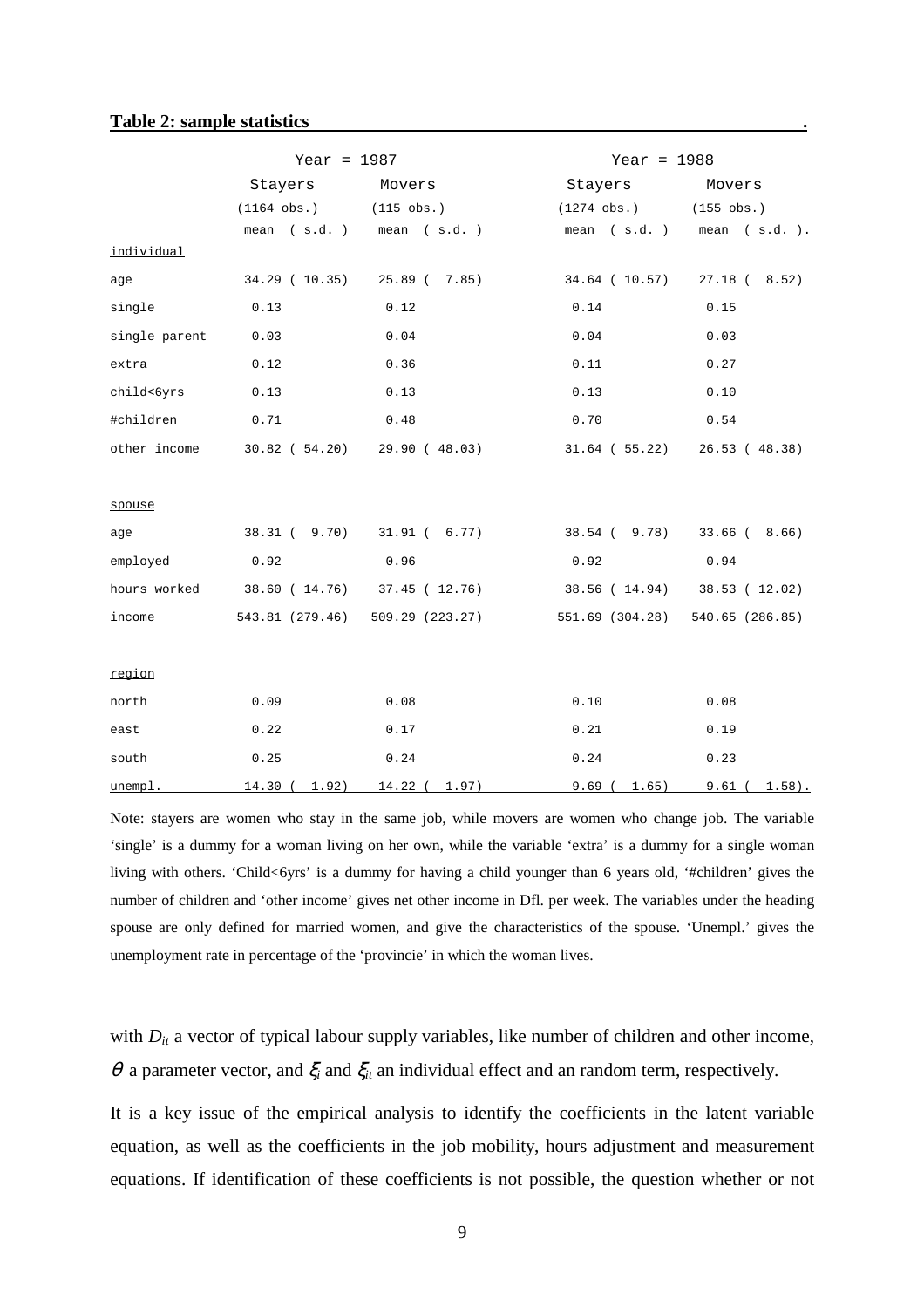**Table 2: sample statistics**

| | Year = 1987 | | Year = 1988 | |
|---|---|---|---|---|
| | Stayers | Movers | Stayers | Movers |
| | (1164 obs.) | (115 obs.) | (1274 obs.) | (155 obs.) |
| | mean ( s.d. ) | mean ( s.d. ) | mean ( s.d. ) | mean ( s.d. ) |
| individual | | | | |
| age | 34.29 ( 10.35) | 25.89 ( 7.85) | 34.64 ( 10.57) | 27.18 ( 8.52) |
| single | 0.13 | 0.12 | 0.14 | 0.15 |
| single parent | 0.03 | 0.04 | 0.04 | 0.03 |
| extra | 0.12 | 0.36 | 0.11 | 0.27 |
| child<6yrs | 0.13 | 0.13 | 0.13 | 0.10 |
| #children | 0.71 | 0.48 | 0.70 | 0.54 |
| other income | 30.82 ( 54.20) | 29.90 ( 48.03) | 31.64 ( 55.22) | 26.53 ( 48.38) |
| spouse | | | | |
| age | 38.31 ( 9.70) | 31.91 ( 6.77) | 38.54 ( 9.78) | 33.66 ( 8.66) |
| employed | 0.92 | 0.96 | 0.92 | 0.94 |
| hours worked | 38.60 ( 14.76) | 37.45 ( 12.76) | 38.56 ( 14.94) | 38.53 ( 12.02) |
| income | 543.81 (279.46) | 509.29 (223.27) | 551.69 (304.28) | 540.65 (286.85) |
| region | | | | |
| north | 0.09 | 0.08 | 0.10 | 0.08 |
| east | 0.22 | 0.17 | 0.21 | 0.19 |
| south | 0.25 | 0.24 | 0.24 | 0.23 |
| unempl. | 14.30 ( 1.92) | 14.22 ( 1.97) | 9.69 ( 1.65) | 9.61 ( 1.58) |

Note: stayers are women who stay in the same job, while movers are women who change job. The variable 'single' is a dummy for a woman living on her own, while the variable 'extra' is a dummy for a single woman living with others. 'Child<6yrs' is a dummy for having a child younger than 6 years old, '#children' gives the number of children and 'other income' gives net other income in Dfl. per week. The variables under the heading spouse are only defined for married women, and give the characteristics of the spouse. 'Unempl.' gives the unemployment rate in percentage of the 'provincie' in which the woman lives.

with $D_{it}$ a vector of typical labour supply variables, like number of children and other income, $\theta$ a parameter vector, and $\xi_i$ and $\xi_{it}$ an individual effect and an random term, respectively.

It is a key issue of the empirical analysis to identify the coefficients in the latent variable equation, as well as the coefficients in the job mobility, hours adjustment and measurement equations. If identification of these coefficients is not possible, the question whether or not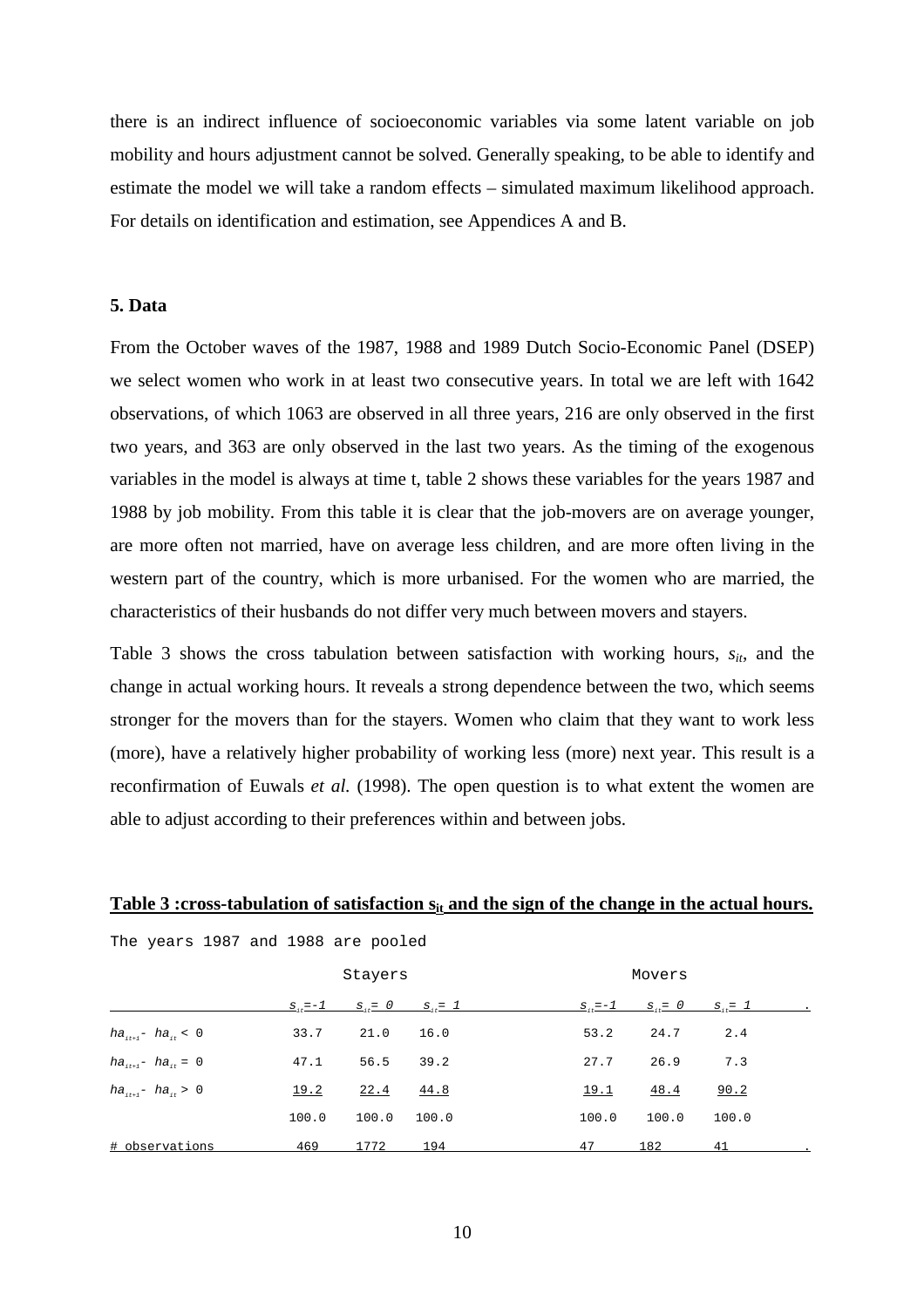there is an indirect influence of socioeconomic variables via some latent variable on job mobility and hours adjustment cannot be solved. Generally speaking, to be able to identify and estimate the model we will take a random effects – simulated maximum likelihood approach. For details on identification and estimation, see Appendices A and B.

### 5. Data

From the October waves of the 1987, 1988 and 1989 Dutch Socio-Economic Panel (DSEP) we select women who work in at least two consecutive years. In total we are left with 1642 observations, of which 1063 are observed in all three years, 216 are only observed in the first two years, and 363 are only observed in the last two years. As the timing of the exogenous variables in the model is always at time t, table 2 shows these variables for the years 1987 and 1988 by job mobility. From this table it is clear that the job-movers are on average younger, are more often not married, have on average less children, and are more often living in the western part of the country, which is more urbanised. For the women who are married, the characteristics of their husbands do not differ very much between movers and stayers.

Table 3 shows the cross tabulation between satisfaction with working hours, $s_{it}$, and the change in actual working hours. It reveals a strong dependence between the two, which seems stronger for the movers than for the stayers. Women who claim that they want to work less (more), have a relatively higher probability of working less (more) next year. This result is a reconfirmation of Euwals *et al.* (1998). The open question is to what extent the women are able to adjust according to their preferences within and between jobs.

**Table 3 :cross-tabulation of satisfaction $s_{it}$ and the sign of the change in the actual hours.**

The years 1987 and 1988 are pooled

| | Stayers | | | Movers | | |
|---|---|---|---|---|---|---|
| | $s_{it}=-1$ | $s_{it}=0$ | $s_{it}=1$ | $s_{it}=-1$ | $s_{it}=0$ | $s_{it}=1$ |
| $ha_{it+1} - ha_{it} < 0$ | 33.7 | 21.0 | 16.0 | 53.2 | 24.7 | 2.4 |
| $ha_{it+1} - ha_{it} = 0$ | 47.1 | 56.5 | 39.2 | 27.7 | 26.9 | 7.3 |
| $ha_{it+1} - ha_{it} > 0$ | 19.2 | 22.4 | 44.8 | 19.1 | 48.4 | 90.2 |
| | 100.0 | 100.0 | 100.0 | 100.0 | 100.0 | 100.0 |
| # observations | 469 | 1772 | 194 | 47 | 182 | 41 |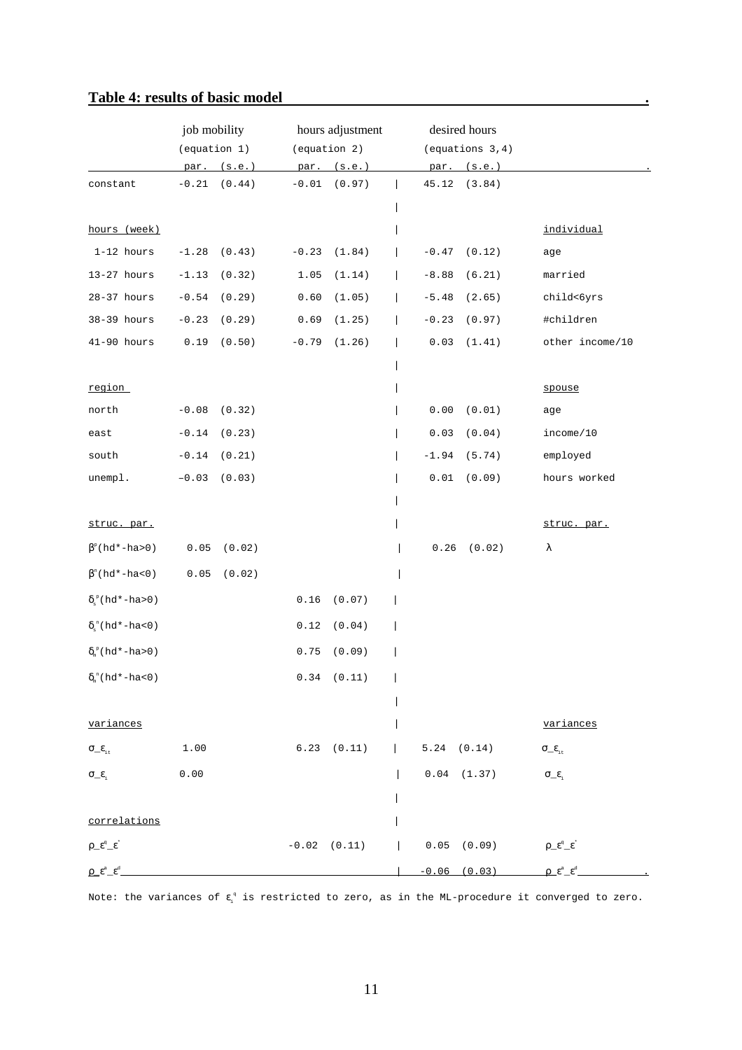**Table 4: results of basic model**

| | job mobility (equation 1) | | hours adjustment (equation 2) | | desired hours (equations 3,4) | | |
|---|---|---|---|---|---|---|---|
| | par. | (s.e.) | par. | (s.e.) | par. | (s.e.) | |
| constant | -0.21 | (0.44) | -0.01 | (0.97) | 45.12 | (3.84) | |
| hours (week) | | | | | | | individual |
| 1-12 hours | -1.28 | (0.43) | -0.23 | (1.84) | -0.47 | (0.12) | age |
| 13-27 hours | -1.13 | (0.32) | 1.05 | (1.14) | -8.88 | (6.21) | married |
| 28-37 hours | -0.54 | (0.29) | 0.60 | (1.05) | -5.48 | (2.65) | child<6yrs |
| 38-39 hours | -0.23 | (0.29) | 0.69 | (1.25) | -0.23 | (0.97) | #children |
| 41-90 hours | 0.19 | (0.50) | -0.79 | (1.26) | 0.03 | (1.41) | other income/10 |
| region | | | | | | | spouse |
| north | -0.08 | (0.32) | | | 0.00 | (0.01) | age |
| east | -0.14 | (0.23) | | | 0.03 | (0.04) | income/10 |
| south | -0.14 | (0.21) | | | -1.94 | (5.74) | employed |
| unempl. | -0.03 | (0.03) | | | 0.01 | (0.09) | hours worked |
| struc. par. | | | | | | | struc. par. |
| $\beta^p$(hd*-ha>0) | 0.05 | (0.02) | | | 0.26 | (0.02) | $\lambda$ |
| $\beta^n$(hd*-ha<0) | 0.05 | (0.02) | | | | | |
| $\delta_s^p$(hd*-ha>0) | | | 0.16 | (0.07) | | | |
| $\delta_s^n$(hd*-ha<0) | | | 0.12 | (0.04) | | | |
| $\delta_u^p$(hd*-ha>0) | | | 0.75 | (0.09) | | | |
| $\delta_u^n$(hd*-ha<0) | | | 0.34 | (0.11) | | | |
| variances | | | | | | | variances |
| $\sigma\_\varepsilon_{it}$ | 1.00 | | 6.23 | (0.11) | 5.24 | (0.14) | $\sigma\_\varepsilon_{it}$ |
| $\sigma\_\varepsilon_i$ | 0.00 | | | | 0.04 | (1.37) | $\sigma\_\varepsilon_i$ |
| correlations | | | | | | | |
| $\rho\_\varepsilon^q\_\varepsilon^*$ | | | -0.02 | (0.11) | 0.05 | (0.09) | $\rho\_\varepsilon^q\_\varepsilon^*$ |
| $\rho\_\varepsilon^a\_\varepsilon^d$ | | | | | -0.06 | (0.03) | $\rho\_\varepsilon^a\_\varepsilon^d$ |

Note: the variances of $\varepsilon_i^q$ is restricted to zero, as in the ML-procedure it converged to zero.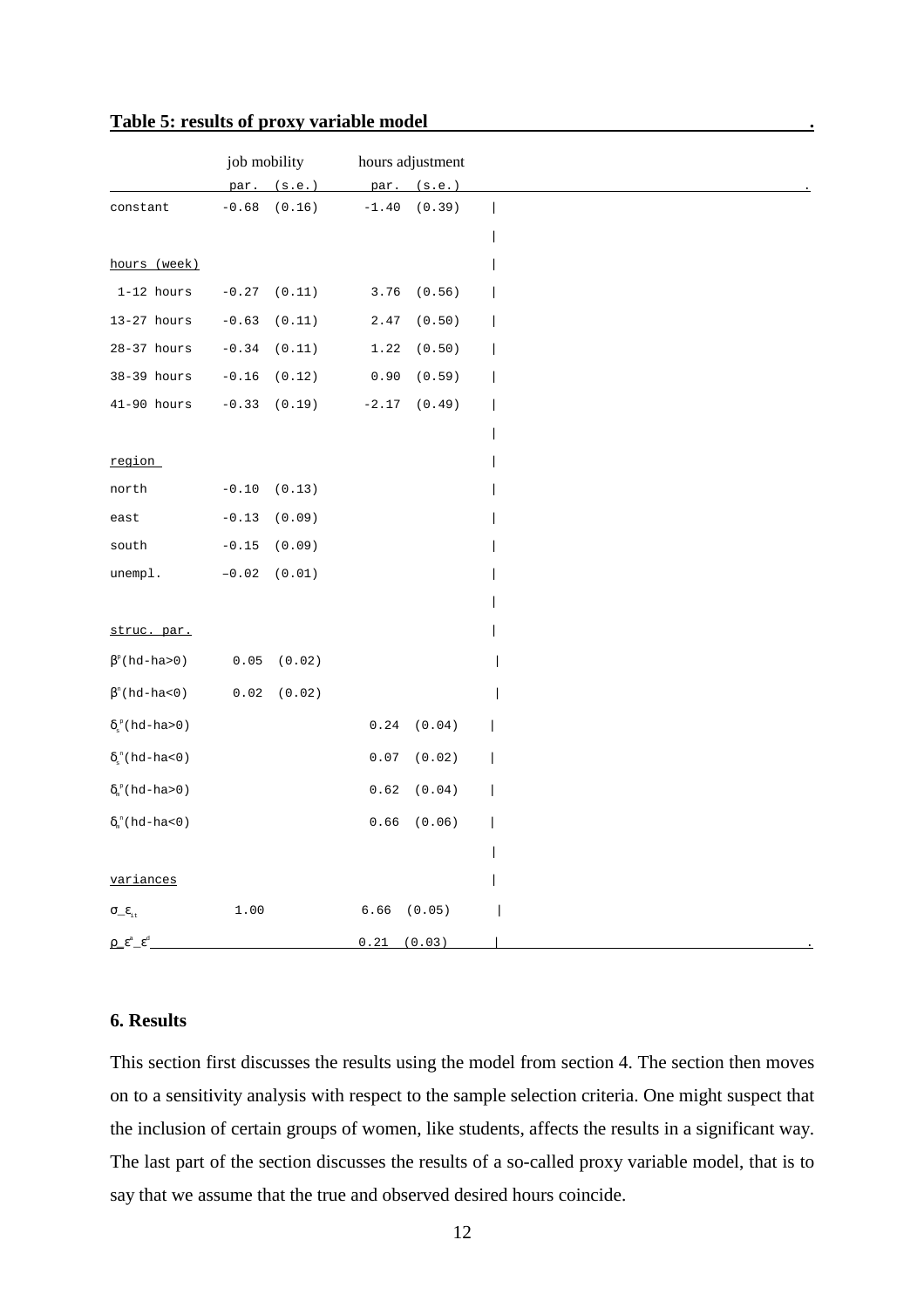**Table 5: results of proxy variable model**

| | job mobility | | hours adjustment | |
|---|---|---|---|---|
| | par. | (s.e.) | par. | (s.e.) |
| constant | -0.68 | (0.16) | -1.40 | (0.39) |
| hours (week) | | | | |
| 1-12 hours | -0.27 | (0.11) | 3.76 | (0.56) |
| 13-27 hours | -0.63 | (0.11) | 2.47 | (0.50) |
| 28-37 hours | -0.34 | (0.11) | 1.22 | (0.50) |
| 38-39 hours | -0.16 | (0.12) | 0.90 | (0.59) |
| 41-90 hours | -0.33 | (0.19) | -2.17 | (0.49) |
| region | | | | |
| north | -0.10 | (0.13) | | |
| east | -0.13 | (0.09) | | |
| south | -0.15 | (0.09) | | |
| unempl. | –0.02 | (0.01) | | |
| struc. par. | | | | |
| $\beta^p$(hd-ha>0) | 0.05 | (0.02) | | |
| $\beta^n$(hd-ha<0) | 0.02 | (0.02) | | |
| $\delta_s^p$(hd-ha>0) | | | 0.24 | (0.04) |
| $\delta_s^n$(hd-ha<0) | | | 0.07 | (0.02) |
| $\delta_h^p$(hd-ha>0) | | | 0.62 | (0.04) |
| $\delta_h^n$(hd-ha<0) | | | 0.66 | (0.06) |
| variances | | | | |
| $\sigma\_\varepsilon_{it}$ | 1.00 | | 6.66 | (0.05) |
| $\rho\_\varepsilon^a\_\varepsilon^d$ | | | 0.21 | (0.03) |

## 6. Results

This section first discusses the results using the model from section 4. The section then moves on to a sensitivity analysis with respect to the sample selection criteria. One might suspect that the inclusion of certain groups of women, like students, affects the results in a significant way. The last part of the section discusses the results of a so-called proxy variable model, that is to say that we assume that the true and observed desired hours coincide.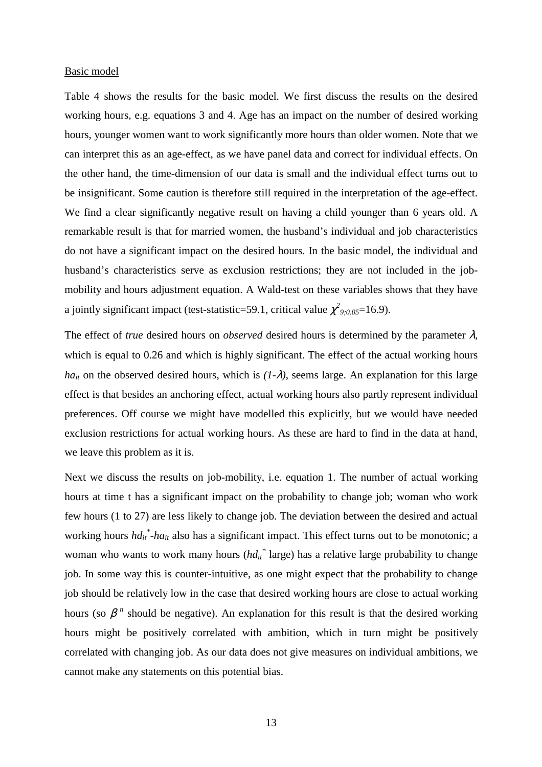Basic model

Table 4 shows the results for the basic model. We first discuss the results on the desired working hours, e.g. equations 3 and 4. Age has an impact on the number of desired working hours, younger women want to work significantly more hours than older women. Note that we can interpret this as an age-effect, as we have panel data and correct for individual effects. On the other hand, the time-dimension of our data is small and the individual effect turns out to be insignificant. Some caution is therefore still required in the interpretation of the age-effect. We find a clear significantly negative result on having a child younger than 6 years old. A remarkable result is that for married women, the husband's individual and job characteristics do not have a significant impact on the desired hours. In the basic model, the individual and husband's characteristics serve as exclusion restrictions; they are not included in the job-mobility and hours adjustment equation. A Wald-test on these variables shows that they have a jointly significant impact (test-statistic=59.1, critical value $\chi^2_{9;0.05}$=16.9).

The effect of *true* desired hours on *observed* desired hours is determined by the parameter $\lambda$, which is equal to 0.26 and which is highly significant. The effect of the actual working hours $ha_{it}$ on the observed desired hours, which is $(1-\lambda)$, seems large. An explanation for this large effect is that besides an anchoring effect, actual working hours also partly represent individual preferences. Off course we might have modelled this explicitly, but we would have needed exclusion restrictions for actual working hours. As these are hard to find in the data at hand, we leave this problem as it is.

Next we discuss the results on job-mobility, i.e. equation 1. The number of actual working hours at time t has a significant impact on the probability to change job; woman who work few hours (1 to 27) are less likely to change job. The deviation between the desired and actual working hours $hd_{it}^{*}-ha_{it}$ also has a significant impact. This effect turns out to be monotonic; a woman who wants to work many hours ($hd_{it}^{*}$ large) has a relative large probability to change job. In some way this is counter-intuitive, as one might expect that the probability to change job should be relatively low in the case that desired working hours are close to actual working hours (so $\beta^{n}$ should be negative). An explanation for this result is that the desired working hours might be positively correlated with ambition, which in turn might be positively correlated with changing job. As our data does not give measures on individual ambitions, we cannot make any statements on this potential bias.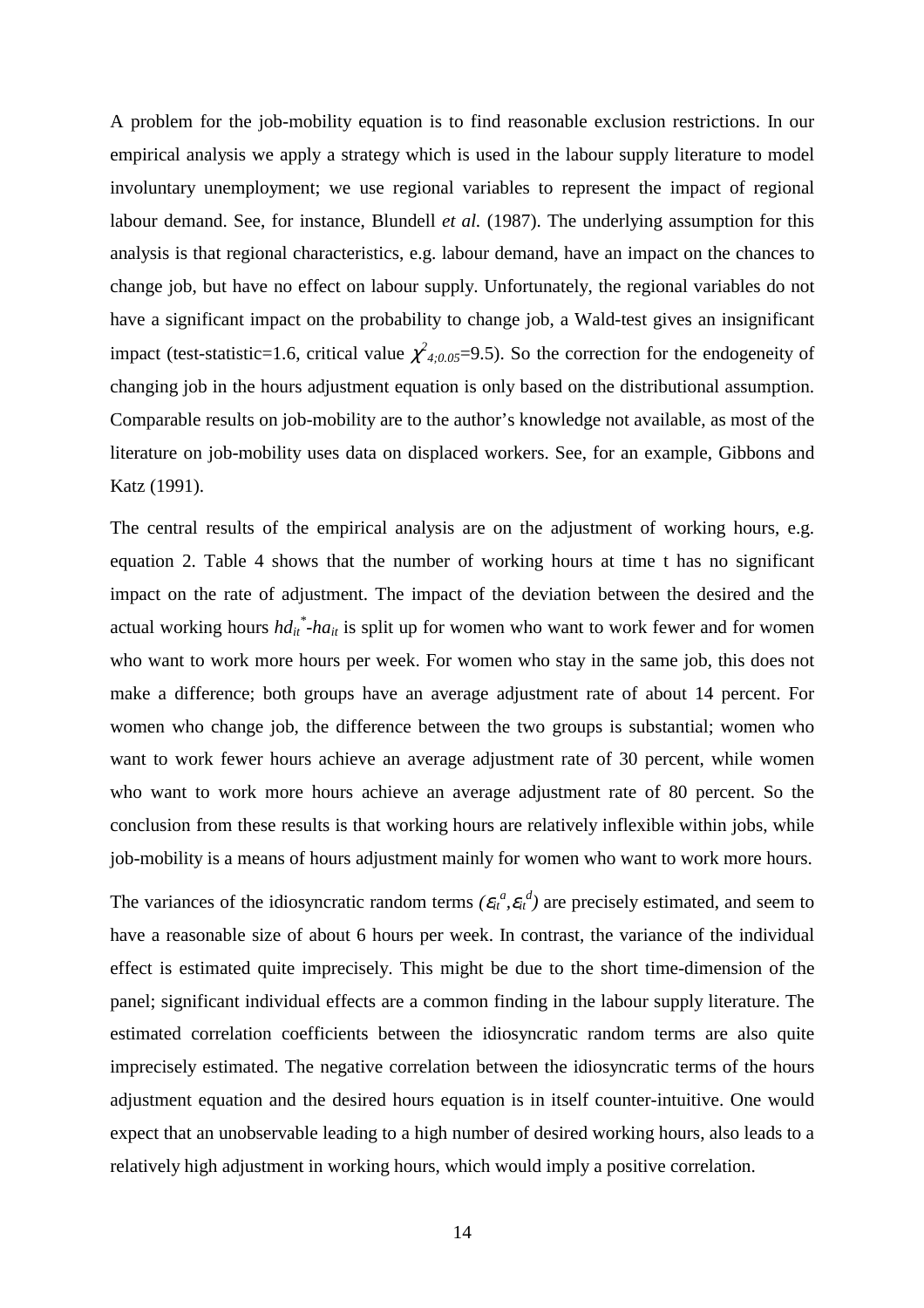A problem for the job-mobility equation is to find reasonable exclusion restrictions. In our empirical analysis we apply a strategy which is used in the labour supply literature to model involuntary unemployment; we use regional variables to represent the impact of regional labour demand. See, for instance, Blundell *et al.* (1987). The underlying assumption for this analysis is that regional characteristics, e.g. labour demand, have an impact on the chances to change job, but have no effect on labour supply. Unfortunately, the regional variables do not have a significant impact on the probability to change job, a Wald-test gives an insignificant impact (test-statistic=1.6, critical value $\chi^2_{4;0.05}$=9.5). So the correction for the endogeneity of changing job in the hours adjustment equation is only based on the distributional assumption. Comparable results on job-mobility are to the author's knowledge not available, as most of the literature on job-mobility uses data on displaced workers. See, for an example, Gibbons and Katz (1991).

The central results of the empirical analysis are on the adjustment of working hours, e.g. equation 2. Table 4 shows that the number of working hours at time t has no significant impact on the rate of adjustment. The impact of the deviation between the desired and the actual working hours $hd_{it}^{*}-ha_{it}$ is split up for women who want to work fewer and for women who want to work more hours per week. For women who stay in the same job, this does not make a difference; both groups have an average adjustment rate of about 14 percent. For women who change job, the difference between the two groups is substantial; women who want to work fewer hours achieve an average adjustment rate of 30 percent, while women who want to work more hours achieve an average adjustment rate of 80 percent. So the conclusion from these results is that working hours are relatively inflexible within jobs, while job-mobility is a means of hours adjustment mainly for women who want to work more hours.

The variances of the idiosyncratic random terms $(\varepsilon_{it}^{a},\varepsilon_{it}^{d})$ are precisely estimated, and seem to have a reasonable size of about 6 hours per week. In contrast, the variance of the individual effect is estimated quite imprecisely. This might be due to the short time-dimension of the panel; significant individual effects are a common finding in the labour supply literature. The estimated correlation coefficients between the idiosyncratic random terms are also quite imprecisely estimated. The negative correlation between the idiosyncratic terms of the hours adjustment equation and the desired hours equation is in itself counter-intuitive. One would expect that an unobservable leading to a high number of desired working hours, also leads to a relatively high adjustment in working hours, which would imply a positive correlation.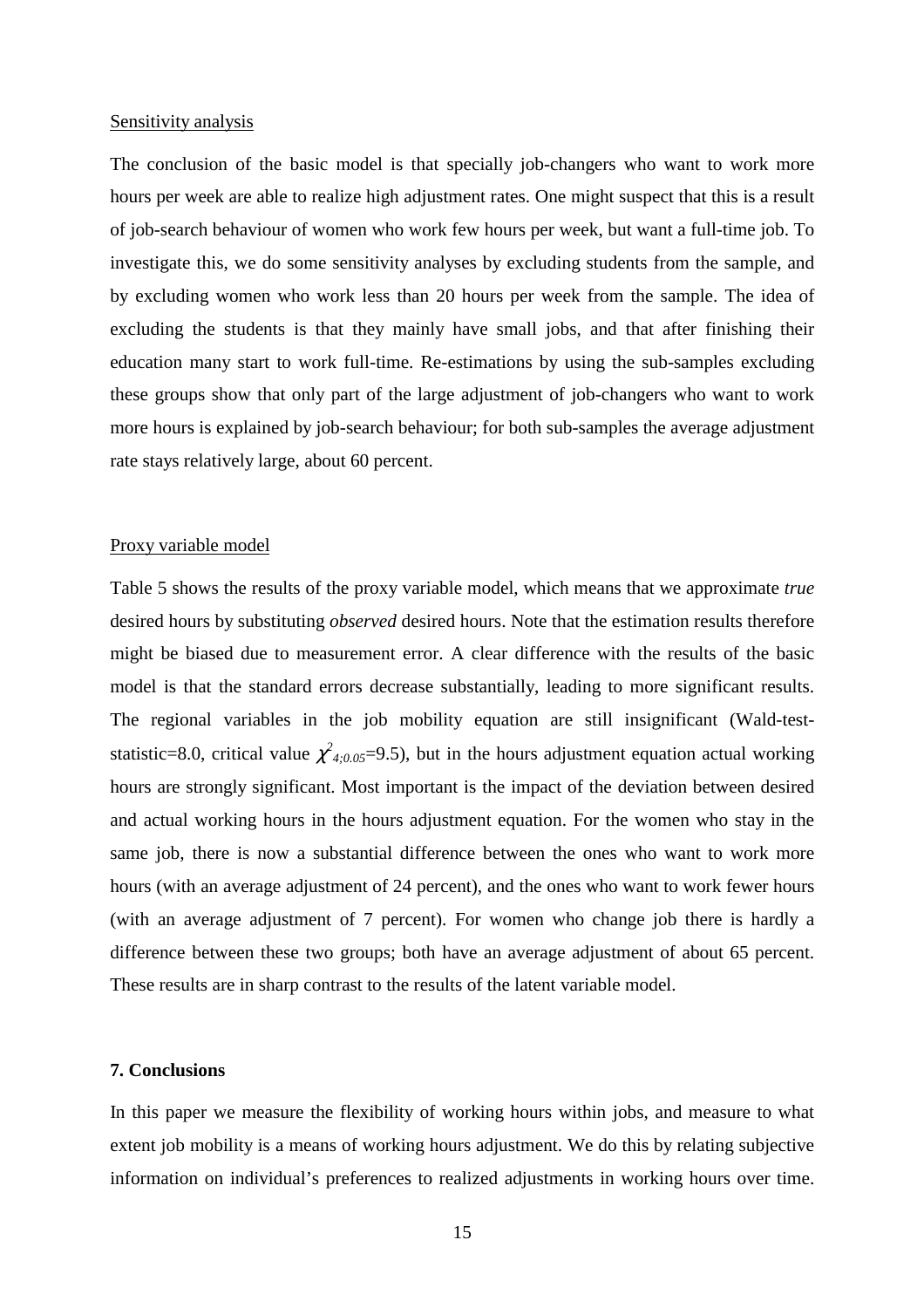Sensitivity analysis

The conclusion of the basic model is that specially job-changers who want to work more hours per week are able to realize high adjustment rates. One might suspect that this is a result of job-search behaviour of women who work few hours per week, but want a full-time job. To investigate this, we do some sensitivity analyses by excluding students from the sample, and by excluding women who work less than 20 hours per week from the sample. The idea of excluding the students is that they mainly have small jobs, and that after finishing their education many start to work full-time. Re-estimations by using the sub-samples excluding these groups show that only part of the large adjustment of job-changers who want to work more hours is explained by job-search behaviour; for both sub-samples the average adjustment rate stays relatively large, about 60 percent.

Proxy variable model

Table 5 shows the results of the proxy variable model, which means that we approximate *true* desired hours by substituting *observed* desired hours. Note that the estimation results therefore might be biased due to measurement error. A clear difference with the results of the basic model is that the standard errors decrease substantially, leading to more significant results. The regional variables in the job mobility equation are still insignificant (Wald-test-statistic=8.0, critical value $\chi^2_{4;0.05}$=9.5), but in the hours adjustment equation actual working hours are strongly significant. Most important is the impact of the deviation between desired and actual working hours in the hours adjustment equation. For the women who stay in the same job, there is now a substantial difference between the ones who want to work more hours (with an average adjustment of 24 percent), and the ones who want to work fewer hours (with an average adjustment of 7 percent). For women who change job there is hardly a difference between these two groups; both have an average adjustment of about 65 percent. These results are in sharp contrast to the results of the latent variable model.

## 7. Conclusions

In this paper we measure the flexibility of working hours within jobs, and measure to what extent job mobility is a means of working hours adjustment. We do this by relating subjective information on individual's preferences to realized adjustments in working hours over time.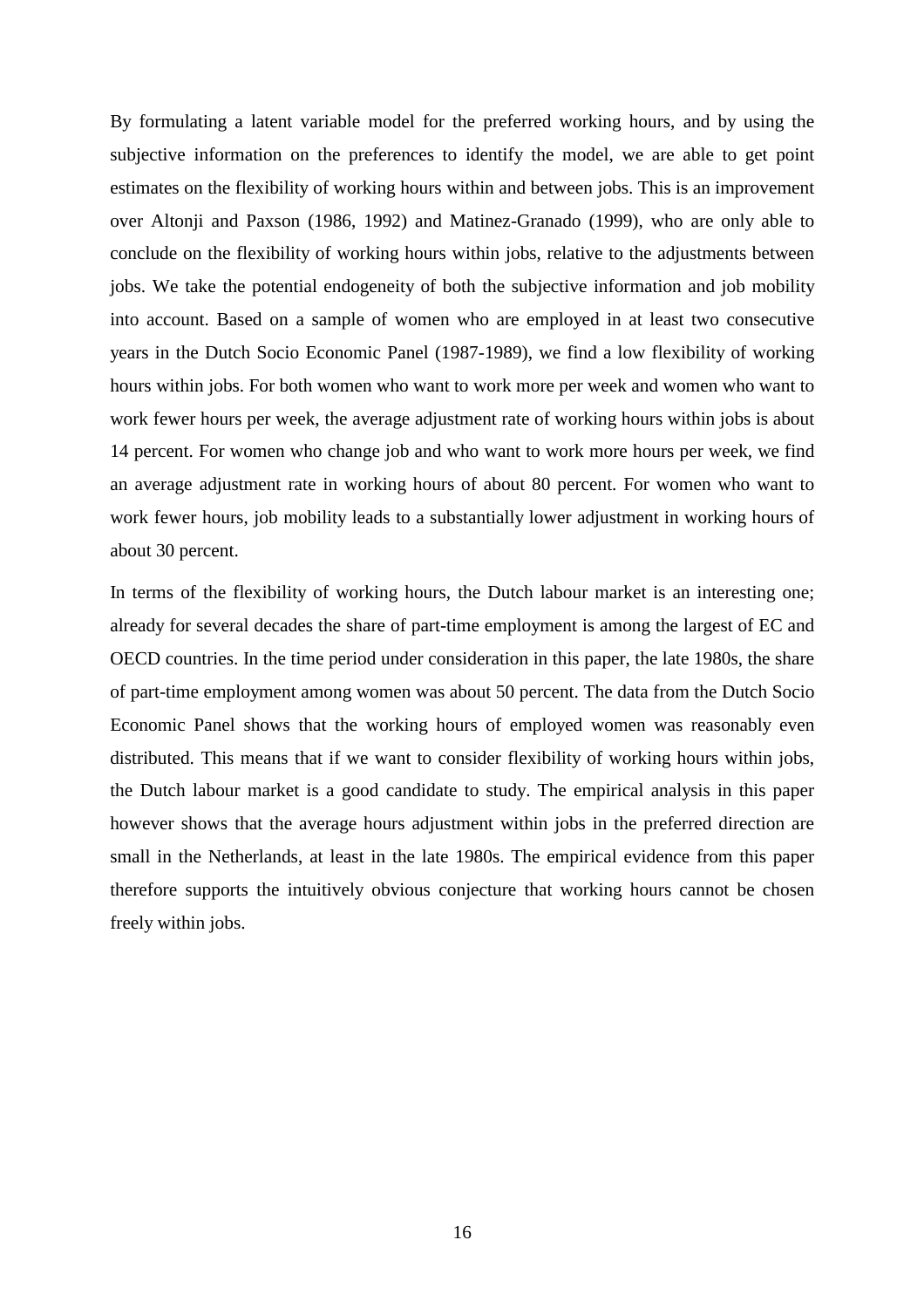By formulating a latent variable model for the preferred working hours, and by using the subjective information on the preferences to identify the model, we are able to get point estimates on the flexibility of working hours within and between jobs. This is an improvement over Altonji and Paxson (1986, 1992) and Matinez-Granado (1999), who are only able to conclude on the flexibility of working hours within jobs, relative to the adjustments between jobs. We take the potential endogeneity of both the subjective information and job mobility into account. Based on a sample of women who are employed in at least two consecutive years in the Dutch Socio Economic Panel (1987-1989), we find a low flexibility of working hours within jobs. For both women who want to work more per week and women who want to work fewer hours per week, the average adjustment rate of working hours within jobs is about 14 percent. For women who change job and who want to work more hours per week, we find an average adjustment rate in working hours of about 80 percent. For women who want to work fewer hours, job mobility leads to a substantially lower adjustment in working hours of about 30 percent.

In terms of the flexibility of working hours, the Dutch labour market is an interesting one; already for several decades the share of part-time employment is among the largest of EC and OECD countries. In the time period under consideration in this paper, the late 1980s, the share of part-time employment among women was about 50 percent. The data from the Dutch Socio Economic Panel shows that the working hours of employed women was reasonably even distributed. This means that if we want to consider flexibility of working hours within jobs, the Dutch labour market is a good candidate to study. The empirical analysis in this paper however shows that the average hours adjustment within jobs in the preferred direction are small in the Netherlands, at least in the late 1980s. The empirical evidence from this paper therefore supports the intuitively obvious conjecture that working hours cannot be chosen freely within jobs.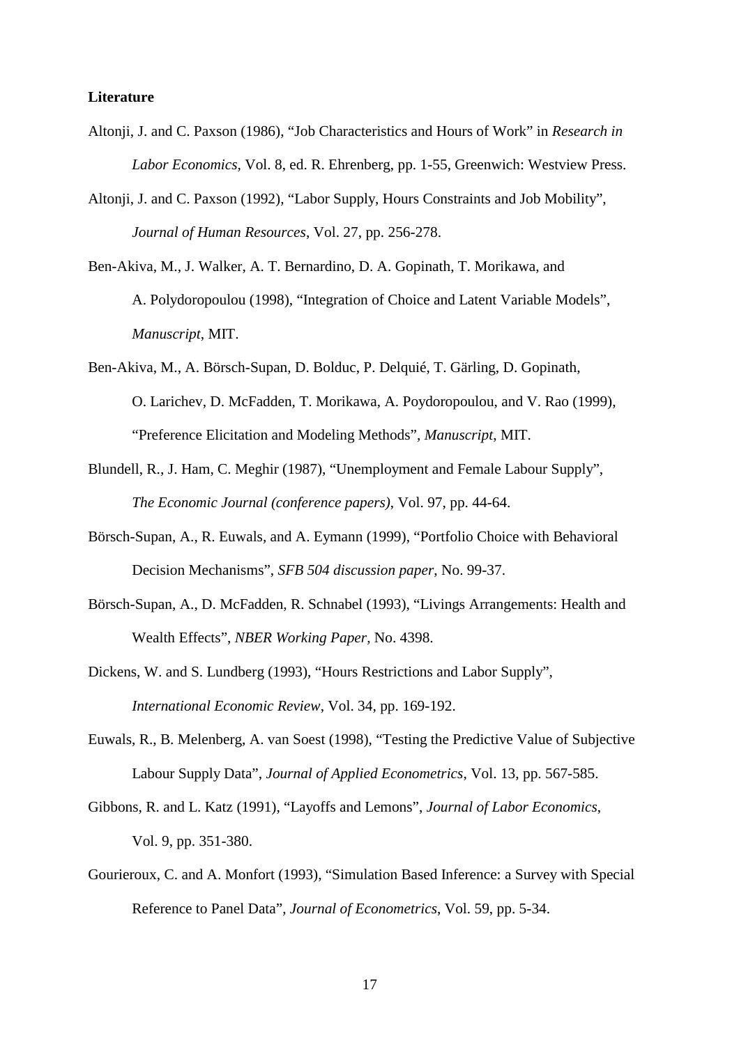**Literature**

Altonji, J. and C. Paxson (1986), "Job Characteristics and Hours of Work" in *Research in Labor Economics,* Vol. 8, ed. R. Ehrenberg, pp. 1-55, Greenwich: Westview Press.

Altonji, J. and C. Paxson (1992), "Labor Supply, Hours Constraints and Job Mobility", *Journal of Human Resources*, Vol. 27, pp. 256-278.

Ben-Akiva, M., J. Walker, A. T. Bernardino, D. A. Gopinath, T. Morikawa, and A. Polydoropoulou (1998), "Integration of Choice and Latent Variable Models", *Manuscript*, MIT.

Ben-Akiva, M., A. Börsch-Supan, D. Bolduc, P. Delquié, T. Gärling, D. Gopinath, O. Larichev, D. McFadden, T. Morikawa, A. Poydoropoulou, and V. Rao (1999), "Preference Elicitation and Modeling Methods", *Manuscript*, MIT.

Blundell, R., J. Ham, C. Meghir (1987), "Unemployment and Female Labour Supply", *The Economic Journal (conference papers)*, Vol. 97, pp. 44-64.

Börsch-Supan, A., R. Euwals, and A. Eymann (1999), "Portfolio Choice with Behavioral Decision Mechanisms", *SFB 504 discussion paper*, No. 99-37.

Börsch-Supan, A., D. McFadden, R. Schnabel (1993), "Livings Arrangements: Health and Wealth Effects", *NBER Working Paper*, No. 4398.

Dickens, W. and S. Lundberg (1993), "Hours Restrictions and Labor Supply", *International Economic Review*, Vol. 34, pp. 169-192.

Euwals, R., B. Melenberg, A. van Soest (1998), "Testing the Predictive Value of Subjective Labour Supply Data", *Journal of Applied Econometrics*, Vol. 13, pp. 567-585.

Gibbons, R. and L. Katz (1991), "Layoffs and Lemons", *Journal of Labor Economics*, Vol. 9, pp. 351-380.

Gourieroux, C. and A. Monfort (1993), "Simulation Based Inference: a Survey with Special Reference to Panel Data", *Journal of Econometrics*, Vol. 59, pp. 5-34.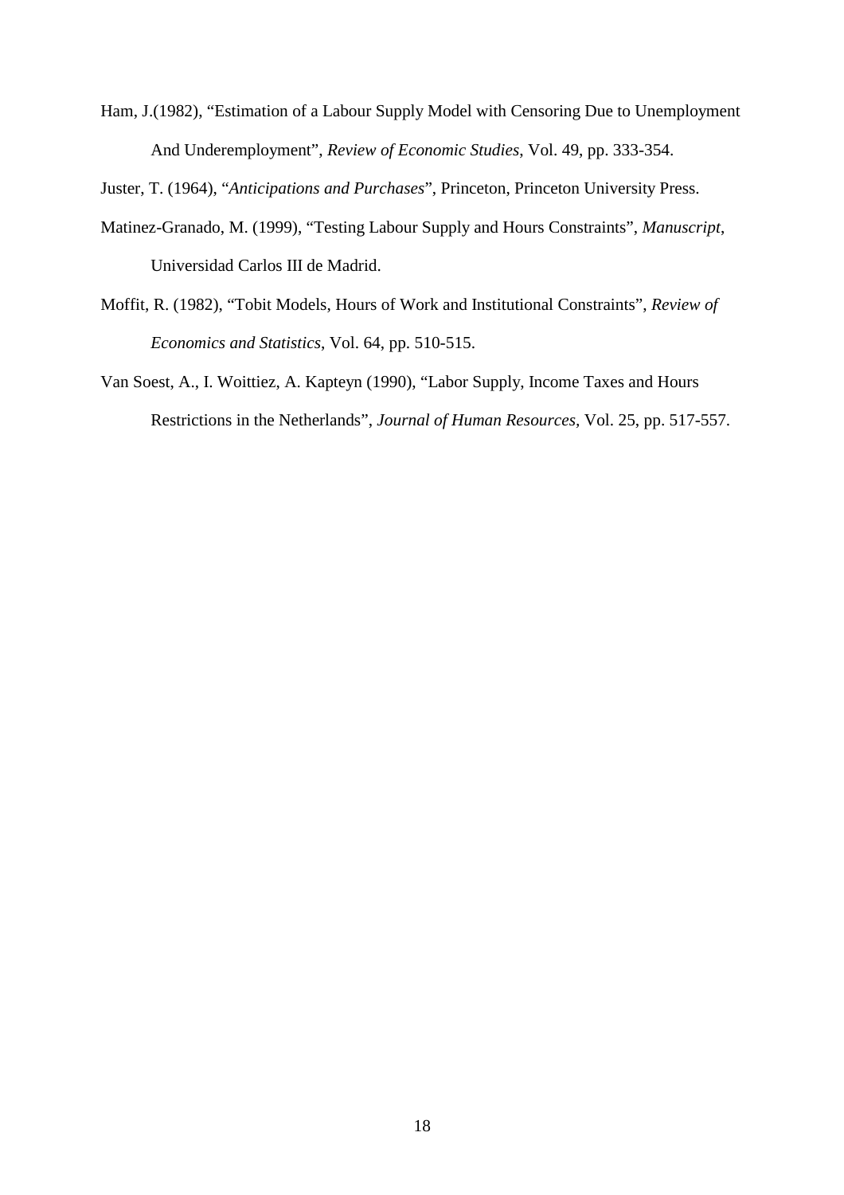Ham, J.(1982), "Estimation of a Labour Supply Model with Censoring Due to Unemployment And Underemployment", *Review of Economic Studies*, Vol. 49, pp. 333-354.

Juster, T. (1964), "*Anticipations and Purchases*", Princeton, Princeton University Press.

Matinez-Granado, M. (1999), "Testing Labour Supply and Hours Constraints", *Manuscript*, Universidad Carlos III de Madrid.

Moffit, R. (1982), "Tobit Models, Hours of Work and Institutional Constraints", *Review of Economics and Statistics*, Vol. 64, pp. 510-515.

Van Soest, A., I. Woittiez, A. Kapteyn (1990), "Labor Supply, Income Taxes and Hours Restrictions in the Netherlands", *Journal of Human Resources*, Vol. 25, pp. 517-557.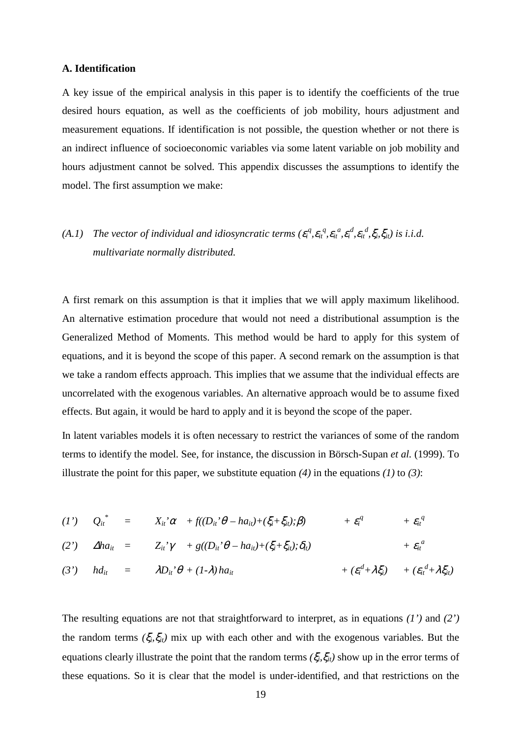### A. Identification

A key issue of the empirical analysis in this paper is to identify the coefficients of the true desired hours equation, as well as the coefficients of job mobility, hours adjustment and measurement equations. If identification is not possible, the question whether or not there is an indirect influence of socioeconomic variables via some latent variable on job mobility and hours adjustment cannot be solved. This appendix discusses the assumptions to identify the model. The first assumption we make:

*(A.1) The vector of individual and idiosyncratic terms $(\varepsilon_i^q, \varepsilon_{it}^q, \varepsilon_{it}^a, \varepsilon_i^d, \varepsilon_{it}^d, \xi_i, \xi_{it})$ is i.i.d. multivariate normally distributed.*

A first remark on this assumption is that it implies that we will apply maximum likelihood. An alternative estimation procedure that would not need a distributional assumption is the Generalized Method of Moments. This method would be hard to apply for this system of equations, and it is beyond the scope of this paper. A second remark on the assumption is that we take a random effects approach. This implies that we assume that the individual effects are uncorrelated with the exogenous variables. An alternative approach would be to assume fixed effects. But again, it would be hard to apply and it is beyond the scope of the paper.

In latent variables models it is often necessary to restrict the variances of some of the random terms to identify the model. See, for instance, the discussion in Börsch-Supan *et al.* (1999). To illustrate the point for this paper, we substitute equation *(4)* in the equations *(1)* to *(3)*:

$$(1') \quad Q_{it}^* = X_{it}'\alpha + f((D_{it}'\theta - ha_{it}) + (\xi_i + \xi_{it}); \beta) + \varepsilon_i^q + \varepsilon_{it}^q$$

$$(2') \quad \Delta ha_{it} = Z_{it}'\gamma + g((D_{it}'\theta - ha_{it}) + (\xi_i + \xi_{it}); \delta_t) + \varepsilon_{it}^a$$

$$(3') \quad hd_{it} = \lambda D_{it}'\theta + (1-\lambda)\, ha_{it} + (\varepsilon_i^d + \lambda \xi_i) + (\varepsilon_{it}^d + \lambda \xi_{it})$$

The resulting equations are not that straightforward to interpret, as in equations *(1')* and *(2')* the random terms $(\xi_i, \xi_{it})$ mix up with each other and with the exogenous variables. But the equations clearly illustrate the point that the random terms $(\xi_i, \xi_{it})$ show up in the error terms of these equations. So it is clear that the model is under-identified, and that restrictions on the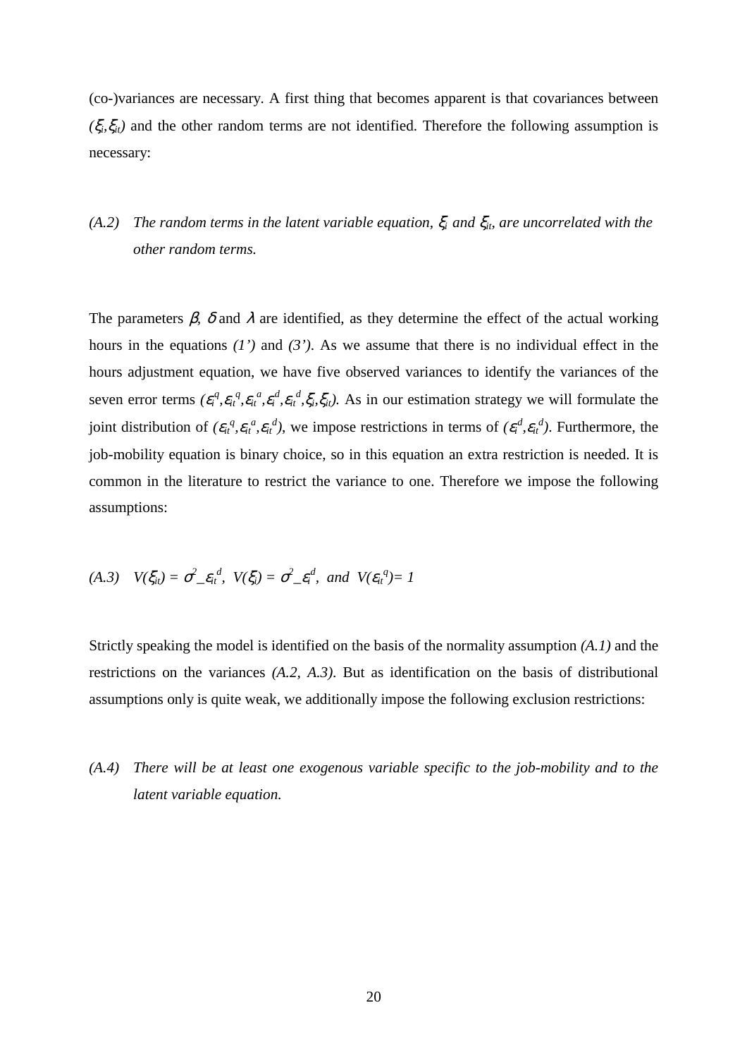(co-)variances are necessary. A first thing that becomes apparent is that covariances between $(\xi_i,\xi_{it})$ and the other random terms are not identified. Therefore the following assumption is necessary:

(A.2) *The random terms in the latent variable equation, $\xi_i$ and $\xi_{it}$, are uncorrelated with the other random terms.*

The parameters $\beta$, $\delta$ and $\lambda$ are identified, as they determine the effect of the actual working hours in the equations *(1')* and *(3')*. As we assume that there is no individual effect in the hours adjustment equation, we have five observed variances to identify the variances of the seven error terms $(\varepsilon_i^q,\varepsilon_{it}^q,\varepsilon_{it}^a,\varepsilon_i^d,\varepsilon_{it}^d,\xi_i,\xi_{it})$. As in our estimation strategy we will formulate the joint distribution of $(\varepsilon_{it}^q,\varepsilon_{it}^a,\varepsilon_{it}^d)$, we impose restrictions in terms of $(\varepsilon_i^d,\varepsilon_{it}^d)$. Furthermore, the job-mobility equation is binary choice, so in this equation an extra restriction is needed. It is common in the literature to restrict the variance to one. Therefore we impose the following assumptions:

(A.3) $V(\xi_{it}) = \sigma^2\_\varepsilon_{it}^d$, $V(\xi_i) = \sigma^2\_\varepsilon_i^d$, *and* $V(\varepsilon_{it}^q)= 1$

Strictly speaking the model is identified on the basis of the normality assumption *(A.1)* and the restrictions on the variances *(A.2, A.3)*. But as identification on the basis of distributional assumptions only is quite weak, we additionally impose the following exclusion restrictions:

(A.4) *There will be at least one exogenous variable specific to the job-mobility and to the latent variable equation.*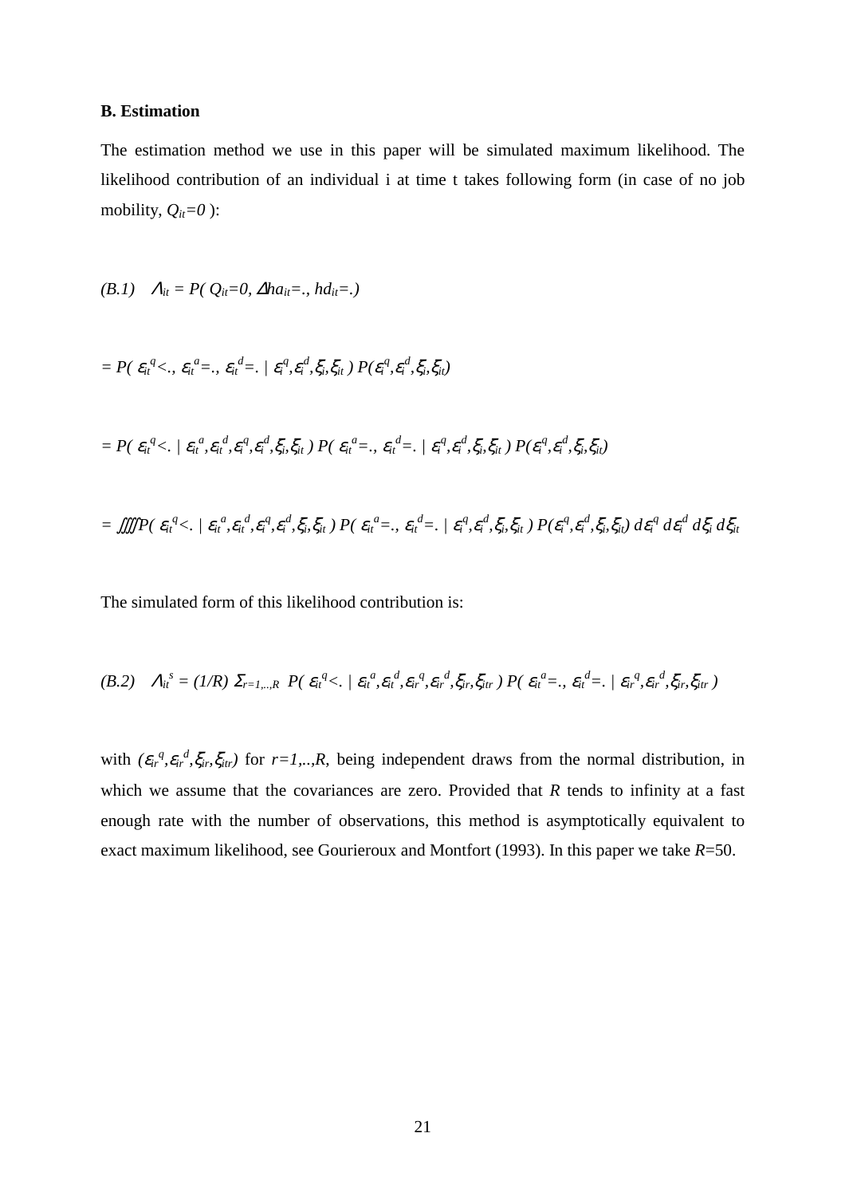**B. Estimation**

The estimation method we use in this paper will be simulated maximum likelihood. The likelihood contribution of an individual i at time t takes following form (in case of no job mobility, $Q_{it}=0$ ):

$$(B.1) \quad \Lambda_{it} = P( Q_{it}=0, \Delta ha_{it}=., hd_{it}=.)$$

$$= P( \varepsilon_{it}^{q}<., \varepsilon_{it}^{a}=., \varepsilon_{it}^{d}=. \mid \varepsilon_{i}^{q},\varepsilon_{i}^{d},\xi_{i},\xi_{it} ) P(\varepsilon_{i}^{q},\varepsilon_{i}^{d},\xi_{i},\xi_{it})$$

$$= P( \varepsilon_{it}^{q}<. \mid \varepsilon_{it}^{a},\varepsilon_{it}^{d},\varepsilon_{i}^{q},\varepsilon_{i}^{d},\xi_{i},\xi_{it} ) P( \varepsilon_{it}^{a}=., \varepsilon_{it}^{d}=. \mid \varepsilon_{i}^{q},\varepsilon_{i}^{d},\xi_{i},\xi_{it} ) P(\varepsilon_{i}^{q},\varepsilon_{i}^{d},\xi_{i},\xi_{it})$$

$$= \iiiint P( \varepsilon_{it}^{q}<. \mid \varepsilon_{it}^{a},\varepsilon_{it}^{d},\varepsilon_{i}^{q},\varepsilon_{i}^{d},\xi_{i},\xi_{it} ) P( \varepsilon_{it}^{a}=., \varepsilon_{it}^{d}=. \mid \varepsilon_{i}^{q},\varepsilon_{i}^{d},\xi_{i},\xi_{it} ) P(\varepsilon_{i}^{q},\varepsilon_{i}^{d},\xi_{i},\xi_{it})\, d\varepsilon_{i}^{q}\, d\varepsilon_{i}^{d}\, d\xi_{i}\, d\xi_{it}$$

The simulated form of this likelihood contribution is:

$$(B.2) \quad \Lambda_{it}^{s} = (1/R)\, \Sigma_{r=1,..,R}\; P( \varepsilon_{it}^{q}<. \mid \varepsilon_{it}^{a},\varepsilon_{it}^{d},\varepsilon_{ir}^{q},\varepsilon_{ir}^{d},\xi_{ir},\xi_{itr} ) P( \varepsilon_{it}^{a}=., \varepsilon_{it}^{d}=. \mid \varepsilon_{ir}^{q},\varepsilon_{ir}^{d},\xi_{ir},\xi_{itr} )$$

with $(\varepsilon_{ir}^{q},\varepsilon_{ir}^{d},\xi_{ir},\xi_{itr})$ for $r=1,..,R$, being independent draws from the normal distribution, in which we assume that the covariances are zero. Provided that $R$ tends to infinity at a fast enough rate with the number of observations, this method is asymptotically equivalent to exact maximum likelihood, see Gourieroux and Montfort (1993). In this paper we take $R$=50.